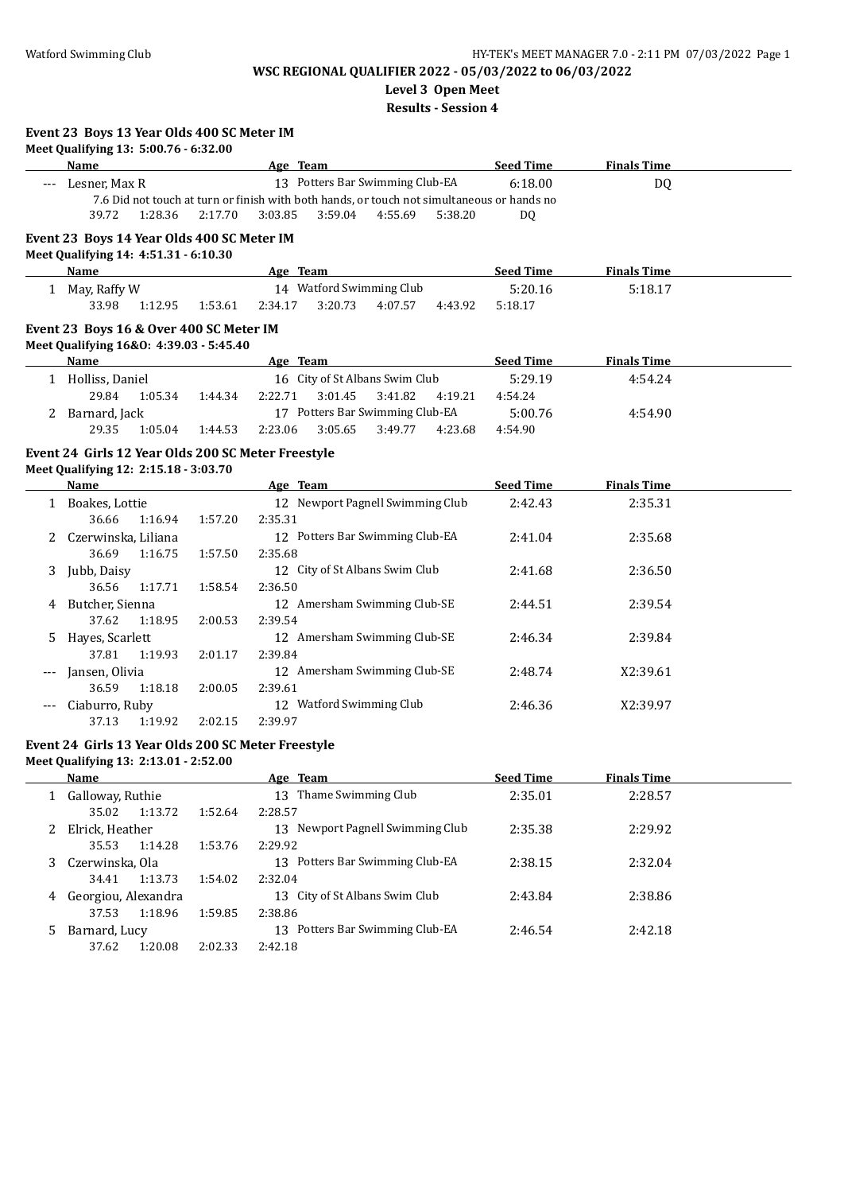# WSC REGIONAL QUALIFIER 2022 - 05/03/2022 to 06/03/2022

## Level 3 Open Meet

### Results - Session 4

**Event 23 Boys 13 Year Olds 400 SC Meter IM**

Meet Qualifying 13: 5:00.76 - 6:32.00

| | Name | Age | Team | Seed Time | Finals Time |
|---|---|---|---|---|---|
| --- | Lesner, Max R | 13 | Potters Bar Swimming Club-EA | 6:18.00 | DQ |

7.6 Did not touch at turn or finish with both hands, or touch not simultaneous or hands no

39.72 1:28.36 2:17.70 3:03.85 3:59.04 4:55.69 5:38.20 DQ

**Event 23 Boys 14 Year Olds 400 SC Meter IM**

Meet Qualifying 14: 4:51.31 - 6:10.30

| | Name | Age | Team | Seed Time | Finals Time |
|---|---|---|---|---|---|
| 1 | May, Raffy W | 14 | Watford Swimming Club | 5:20.16 | 5:18.17 |

33.98 1:12.95 1:53.61 2:34.17 3:20.73 4:07.57 4:43.92 5:18.17

**Event 23 Boys 16 & Over 400 SC Meter IM**

Meet Qualifying 16&O: 4:39.03 - 5:45.40

| | Name | Age | Team | Seed Time | Finals Time |
|---|---|---|---|---|---|
| 1 | Holliss, Daniel | 16 | City of St Albans Swim Club | 5:29.19 | 4:54.24 |
| | 29.84 1:05.34 1:44.34 2:22.71 3:01.45 3:41.82 4:19.21 4:54.24 | | | | |
| 2 | Barnard, Jack | 17 | Potters Bar Swimming Club-EA | 5:00.76 | 4:54.90 |
| | 29.35 1:05.04 1:44.53 2:23.06 3:05.65 3:49.77 4:23.68 4:54.90 | | | | |

**Event 24 Girls 12 Year Olds 200 SC Meter Freestyle**

Meet Qualifying 12: 2:15.18 - 3:03.70

| | Name | Age | Team | Seed Time | Finals Time |
|---|---|---|---|---|---|
| 1 | Boakes, Lottie | 12 | Newport Pagnell Swimming Club | 2:42.43 | 2:35.31 |
| | 36.66 1:16.94 1:57.20 2:35.31 | | | | |
| 2 | Czerwinska, Liliana | 12 | Potters Bar Swimming Club-EA | 2:41.04 | 2:35.68 |
| | 36.69 1:16.75 1:57.50 2:35.68 | | | | |
| 3 | Jubb, Daisy | 12 | City of St Albans Swim Club | 2:41.68 | 2:36.50 |
| | 36.56 1:17.71 1:58.54 2:36.50 | | | | |
| 4 | Butcher, Sienna | 12 | Amersham Swimming Club-SE | 2:44.51 | 2:39.54 |
| | 37.62 1:18.95 2:00.53 2:39.54 | | | | |
| 5 | Hayes, Scarlett | 12 | Amersham Swimming Club-SE | 2:46.34 | 2:39.84 |
| | 37.81 1:19.93 2:01.17 2:39.84 | | | | |
| --- | Jansen, Olivia | 12 | Amersham Swimming Club-SE | 2:48.74 | X2:39.61 |
| | 36.59 1:18.18 2:00.05 2:39.61 | | | | |
| --- | Ciaburro, Ruby | 12 | Watford Swimming Club | 2:46.36 | X2:39.97 |
| | 37.13 1:19.92 2:02.15 2:39.97 | | | | |

**Event 24 Girls 13 Year Olds 200 SC Meter Freestyle**

Meet Qualifying 13: 2:13.01 - 2:52.00

| | Name | Age | Team | Seed Time | Finals Time |
|---|---|---|---|---|---|
| 1 | Galloway, Ruthie | 13 | Thame Swimming Club | 2:35.01 | 2:28.57 |
| | 35.02 1:13.72 1:52.64 2:28.57 | | | | |
| 2 | Elrick, Heather | 13 | Newport Pagnell Swimming Club | 2:35.38 | 2:29.92 |
| | 35.53 1:14.28 1:53.76 2:29.92 | | | | |
| 3 | Czerwinska, Ola | 13 | Potters Bar Swimming Club-EA | 2:38.15 | 2:32.04 |
| | 34.41 1:13.73 1:54.02 2:32.04 | | | | |
| 4 | Georgiou, Alexandra | 13 | City of St Albans Swim Club | 2:43.84 | 2:38.86 |
| | 37.53 1:18.96 1:59.85 2:38.86 | | | | |
| 5 | Barnard, Lucy | 13 | Potters Bar Swimming Club-EA | 2:46.54 | 2:42.18 |
| | 37.62 1:20.08 2:02.33 2:42.18 | | | | |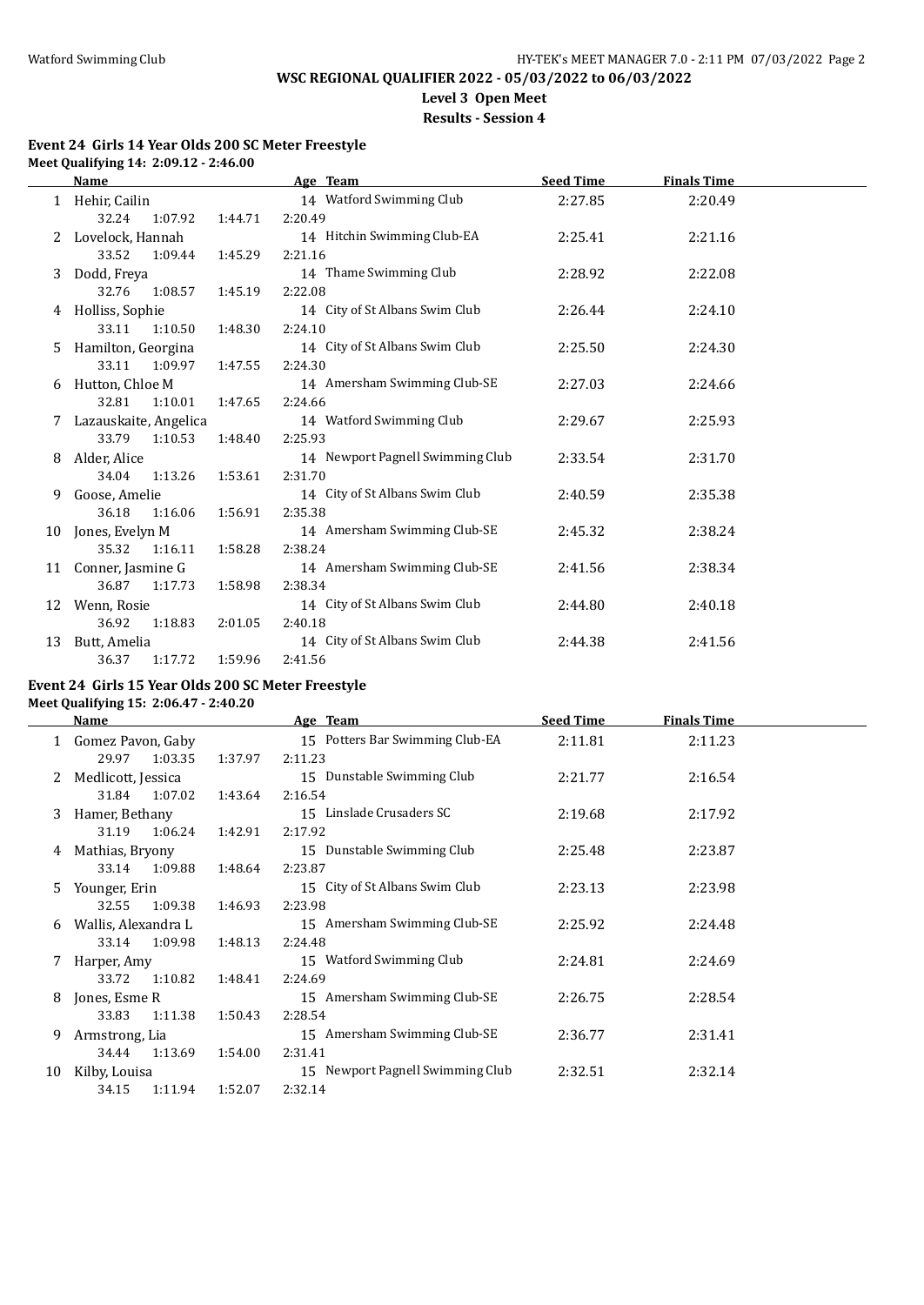## Event 24 Girls 14 Year Olds 200 SC Meter Freestyle

**Meet Qualifying 14: 2:09.12 - 2:46.00**

| | Name | Age | Team | Seed Time | Finals Time |
|---|---|---|---|---|---|
| 1 | Hehir, Cailin | 14 | Watford Swimming Club | 2:27.85 | 2:20.49 |
| | 32.24 1:07.92 1:44.71 2:20.49 | | | | |
| 2 | Lovelock, Hannah | 14 | Hitchin Swimming Club-EA | 2:25.41 | 2:21.16 |
| | 33.52 1:09.44 1:45.29 2:21.16 | | | | |
| 3 | Dodd, Freya | 14 | Thame Swimming Club | 2:28.92 | 2:22.08 |
| | 32.76 1:08.57 1:45.19 2:22.08 | | | | |
| 4 | Holliss, Sophie | 14 | City of St Albans Swim Club | 2:26.44 | 2:24.10 |
| | 33.11 1:10.50 1:48.30 2:24.10 | | | | |
| 5 | Hamilton, Georgina | 14 | City of St Albans Swim Club | 2:25.50 | 2:24.30 |
| | 33.11 1:09.97 1:47.55 2:24.30 | | | | |
| 6 | Hutton, Chloe M | 14 | Amersham Swimming Club-SE | 2:27.03 | 2:24.66 |
| | 32.81 1:10.01 1:47.65 2:24.66 | | | | |
| 7 | Lazauskaite, Angelica | 14 | Watford Swimming Club | 2:29.67 | 2:25.93 |
| | 33.79 1:10.53 1:48.40 2:25.93 | | | | |
| 8 | Alder, Alice | 14 | Newport Pagnell Swimming Club | 2:33.54 | 2:31.70 |
| | 34.04 1:13.26 1:53.61 2:31.70 | | | | |
| 9 | Goose, Amelie | 14 | City of St Albans Swim Club | 2:40.59 | 2:35.38 |
| | 36.18 1:16.06 1:56.91 2:35.38 | | | | |
| 10 | Jones, Evelyn M | 14 | Amersham Swimming Club-SE | 2:45.32 | 2:38.24 |
| | 35.32 1:16.11 1:58.28 2:38.24 | | | | |
| 11 | Conner, Jasmine G | 14 | Amersham Swimming Club-SE | 2:41.56 | 2:38.34 |
| | 36.87 1:17.73 1:58.98 2:38.34 | | | | |
| 12 | Wenn, Rosie | 14 | City of St Albans Swim Club | 2:44.80 | 2:40.18 |
| | 36.92 1:18.83 2:01.05 2:40.18 | | | | |
| 13 | Butt, Amelia | 14 | City of St Albans Swim Club | 2:44.38 | 2:41.56 |
| | 36.37 1:17.72 1:59.96 2:41.56 | | | | |

## Event 24 Girls 15 Year Olds 200 SC Meter Freestyle

**Meet Qualifying 15: 2:06.47 - 2:40.20**

| | Name | Age | Team | Seed Time | Finals Time |
|---|---|---|---|---|---|
| 1 | Gomez Pavon, Gaby | 15 | Potters Bar Swimming Club-EA | 2:11.81 | 2:11.23 |
| | 29.97 1:03.35 1:37.97 2:11.23 | | | | |
| 2 | Medlicott, Jessica | 15 | Dunstable Swimming Club | 2:21.77 | 2:16.54 |
| | 31.84 1:07.02 1:43.64 2:16.54 | | | | |
| 3 | Hamer, Bethany | 15 | Linslade Crusaders SC | 2:19.68 | 2:17.92 |
| | 31.19 1:06.24 1:42.91 2:17.92 | | | | |
| 4 | Mathias, Bryony | 15 | Dunstable Swimming Club | 2:25.48 | 2:23.87 |
| | 33.14 1:09.88 1:48.64 2:23.87 | | | | |
| 5 | Younger, Erin | 15 | City of St Albans Swim Club | 2:23.13 | 2:23.98 |
| | 32.55 1:09.38 1:46.93 2:23.98 | | | | |
| 6 | Wallis, Alexandra L | 15 | Amersham Swimming Club-SE | 2:25.92 | 2:24.48 |
| | 33.14 1:09.98 1:48.13 2:24.48 | | | | |
| 7 | Harper, Amy | 15 | Watford Swimming Club | 2:24.81 | 2:24.69 |
| | 33.72 1:10.82 1:48.41 2:24.69 | | | | |
| 8 | Jones, Esme R | 15 | Amersham Swimming Club-SE | 2:26.75 | 2:28.54 |
| | 33.83 1:11.38 1:50.43 2:28.54 | | | | |
| 9 | Armstrong, Lia | 15 | Amersham Swimming Club-SE | 2:36.77 | 2:31.41 |
| | 34.44 1:13.69 1:54.00 2:31.41 | | | | |
| 10 | Kilby, Louisa | 15 | Newport Pagnell Swimming Club | 2:32.51 | 2:32.14 |
| | 34.15 1:11.94 1:52.07 2:32.14 | | | | |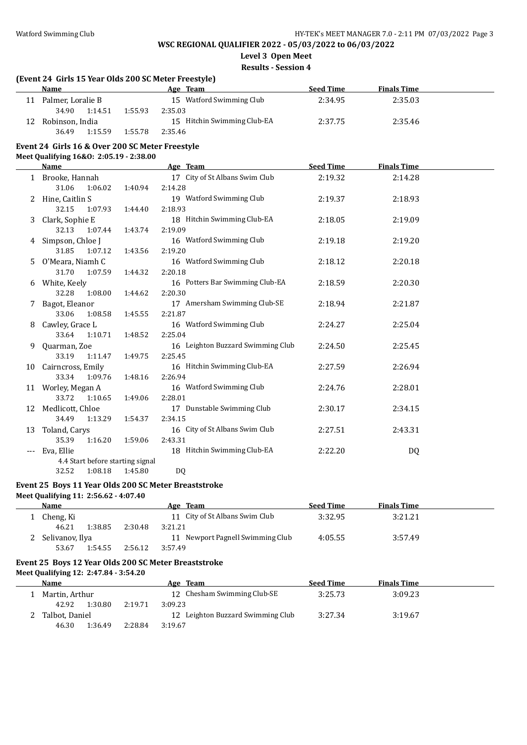# WSC REGIONAL QUALIFIER 2022 - 05/03/2022 to 06/03/2022

**Level 3 Open Meet**

**Results - Session 4**

### (Event 24 Girls 15 Year Olds 200 SC Meter Freestyle)

| | Name | Age | Team | Seed Time | Finals Time |
|---|---|---|---|---|---|
| 11 | Palmer, Loralie B | 15 | Watford Swimming Club | 2:34.95 | 2:35.03 |
| | 34.90 1:14.51 1:55.93 2:35.03 | | | | |
| 12 | Robinson, India | 15 | Hitchin Swimming Club-EA | 2:37.75 | 2:35.46 |
| | 36.49 1:15.59 1:55.78 2:35.46 | | | | |

### Event 24 Girls 16 & Over 200 SC Meter Freestyle

**Meet Qualifying 16&O: 2:05.19 - 2:38.00**

| | Name | Age | Team | Seed Time | Finals Time |
|---|---|---|---|---|---|
| 1 | Brooke, Hannah | 17 | City of St Albans Swim Club | 2:19.32 | 2:14.28 |
| | 31.06 1:06.02 1:40.94 2:14.28 | | | | |
| 2 | Hine, Caitlin S | 19 | Watford Swimming Club | 2:19.37 | 2:18.93 |
| | 32.15 1:07.93 1:44.40 2:18.93 | | | | |
| 3 | Clark, Sophie E | 18 | Hitchin Swimming Club-EA | 2:18.05 | 2:19.09 |
| | 32.13 1:07.44 1:43.74 2:19.09 | | | | |
| 4 | Simpson, Chloe J | 16 | Watford Swimming Club | 2:19.18 | 2:19.20 |
| | 31.85 1:07.12 1:43.56 2:19.20 | | | | |
| 5 | O'Meara, Niamh C | 16 | Watford Swimming Club | 2:18.12 | 2:20.18 |
| | 31.70 1:07.59 1:44.32 2:20.18 | | | | |
| 6 | White, Keely | 16 | Potters Bar Swimming Club-EA | 2:18.59 | 2:20.30 |
| | 32.28 1:08.00 1:44.62 2:20.30 | | | | |
| 7 | Bagot, Eleanor | 17 | Amersham Swimming Club-SE | 2:18.94 | 2:21.87 |
| | 33.06 1:08.58 1:45.55 2:21.87 | | | | |
| 8 | Cawley, Grace L | 16 | Watford Swimming Club | 2:24.27 | 2:25.04 |
| | 33.64 1:10.71 1:48.52 2:25.04 | | | | |
| 9 | Quarman, Zoe | 16 | Leighton Buzzard Swimming Club | 2:24.50 | 2:25.45 |
| | 33.19 1:11.47 1:49.75 2:25.45 | | | | |
| 10 | Cairncross, Emily | 16 | Hitchin Swimming Club-EA | 2:27.59 | 2:26.94 |
| | 33.34 1:09.76 1:48.16 2:26.94 | | | | |
| 11 | Worley, Megan A | 16 | Watford Swimming Club | 2:24.76 | 2:28.01 |
| | 33.72 1:10.65 1:49.06 2:28.01 | | | | |
| 12 | Medlicott, Chloe | 17 | Dunstable Swimming Club | 2:30.17 | 2:34.15 |
| | 34.49 1:13.29 1:54.37 2:34.15 | | | | |
| 13 | Toland, Carys | 16 | City of St Albans Swim Club | 2:27.51 | 2:43.31 |
| | 35.39 1:16.20 1:59.06 2:43.31 | | | | |
| --- | Eva, Ellie | 18 | Hitchin Swimming Club-EA | 2:22.20 | DQ |
| | 4.4 Start before starting signal | | | | |
| | 32.52 1:08.18 1:45.80 DQ | | | | |

### Event 25 Boys 11 Year Olds 200 SC Meter Breaststroke

**Meet Qualifying 11: 2:56.62 - 4:07.40**

| | Name | Age | Team | Seed Time | Finals Time |
|---|---|---|---|---|---|
| 1 | Cheng, Ki | 11 | City of St Albans Swim Club | 3:32.95 | 3:21.21 |
| | 46.21 1:38.85 2:30.48 3:21.21 | | | | |
| 2 | Selivanov, Ilya | 11 | Newport Pagnell Swimming Club | 4:05.55 | 3:57.49 |
| | 53.67 1:54.55 2:56.12 3:57.49 | | | | |

### Event 25 Boys 12 Year Olds 200 SC Meter Breaststroke

**Meet Qualifying 12: 2:47.84 - 3:54.20**

| | Name | Age | Team | Seed Time | Finals Time |
|---|---|---|---|---|---|
| 1 | Martin, Arthur | 12 | Chesham Swimming Club-SE | 3:25.73 | 3:09.23 |
| | 42.92 1:30.80 2:19.71 3:09.23 | | | | |
| 2 | Talbot, Daniel | 12 | Leighton Buzzard Swimming Club | 3:27.34 | 3:19.67 |
| | 46.30 1:36.49 2:28.84 3:19.67 | | | | |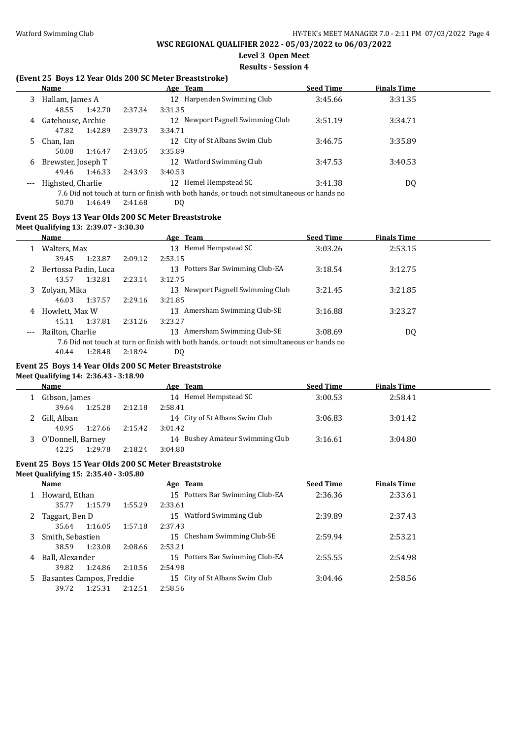## WSC REGIONAL QUALIFIER 2022 - 05/03/2022 to 06/03/2022

### Level 3 Open Meet

### Results - Session 4

### (Event 25 Boys 12 Year Olds 200 SC Meter Breaststroke)

| | Name | Age | Team | Seed Time | Finals Time |
|---|---|---|---|---|---|
| 3 | Hallam, James A | 12 | Harpenden Swimming Club | 3:45.66 | 3:31.35 |
| | 48.55 1:42.70 2:37.34 3:31.35 | | | | |
| 4 | Gatehouse, Archie | 12 | Newport Pagnell Swimming Club | 3:51.19 | 3:34.71 |
| | 47.82 1:42.89 2:39.73 3:34.71 | | | | |
| 5 | Chan, Ian | 12 | City of St Albans Swim Club | 3:46.75 | 3:35.89 |
| | 50.08 1:46.47 2:43.05 3:35.89 | | | | |
| 6 | Brewster, Joseph T | 12 | Watford Swimming Club | 3:47.53 | 3:40.53 |
| | 49.46 1:46.33 2:43.93 3:40.53 | | | | |
| --- | Highsted, Charlie | 12 | Hemel Hempstead SC | 3:41.38 | DQ |
| | 7.6 Did not touch at turn or finish with both hands, or touch not simultaneous or hands no | | | | |
| | 50.70 1:46.49 2:41.68 DQ | | | | |

### Event 25 Boys 13 Year Olds 200 SC Meter Breaststroke

Meet Qualifying 13: 2:39.07 - 3:30.30

| | Name | Age | Team | Seed Time | Finals Time |
|---|---|---|---|---|---|
| 1 | Walters, Max | 13 | Hemel Hempstead SC | 3:03.26 | 2:53.15 |
| | 39.45 1:23.87 2:09.12 2:53.15 | | | | |
| 2 | Bertossa Padin, Luca | 13 | Potters Bar Swimming Club-EA | 3:18.54 | 3:12.75 |
| | 43.57 1:32.81 2:23.14 3:12.75 | | | | |
| 3 | Zolyan, Mika | 13 | Newport Pagnell Swimming Club | 3:21.45 | 3:21.85 |
| | 46.03 1:37.57 2:29.16 3:21.85 | | | | |
| 4 | Howlett, Max W | 13 | Amersham Swimming Club-SE | 3:16.88 | 3:23.27 |
| | 45.11 1:37.81 2:31.26 3:23.27 | | | | |
| --- | Railton, Charlie | 13 | Amersham Swimming Club-SE | 3:08.69 | DQ |
| | 7.6 Did not touch at turn or finish with both hands, or touch not simultaneous or hands no | | | | |
| | 40.44 1:28.48 2:18.94 DQ | | | | |

### Event 25 Boys 14 Year Olds 200 SC Meter Breaststroke

Meet Qualifying 14: 2:36.43 - 3:18.90

| | Name | Age | Team | Seed Time | Finals Time |
|---|---|---|---|---|---|
| 1 | Gibson, James | 14 | Hemel Hempstead SC | 3:00.53 | 2:58.41 |
| | 39.64 1:25.28 2:12.18 2:58.41 | | | | |
| 2 | Gill, Alban | 14 | City of St Albans Swim Club | 3:06.83 | 3:01.42 |
| | 40.95 1:27.66 2:15.42 3:01.42 | | | | |
| 3 | O'Donnell, Barney | 14 | Bushey Amateur Swimming Club | 3:16.61 | 3:04.80 |
| | 42.25 1:29.78 2:18.24 3:04.80 | | | | |

### Event 25 Boys 15 Year Olds 200 SC Meter Breaststroke

Meet Qualifying 15: 2:35.40 - 3:05.80

| | Name | Age | Team | Seed Time | Finals Time |
|---|---|---|---|---|---|
| 1 | Howard, Ethan | 15 | Potters Bar Swimming Club-EA | 2:36.36 | 2:33.61 |
| | 35.77 1:15.79 1:55.29 2:33.61 | | | | |
| 2 | Taggart, Ben D | 15 | Watford Swimming Club | 2:39.89 | 2:37.43 |
| | 35.64 1:16.05 1:57.18 2:37.43 | | | | |
| 3 | Smith, Sebastien | 15 | Chesham Swimming Club-SE | 2:59.94 | 2:53.21 |
| | 38.59 1:23.08 2:08.66 2:53.21 | | | | |
| 4 | Ball, Alexander | 15 | Potters Bar Swimming Club-EA | 2:55.55 | 2:54.98 |
| | 39.82 1:24.86 2:10.56 2:54.98 | | | | |
| 5 | Basantes Campos, Freddie | 15 | City of St Albans Swim Club | 3:04.46 | 2:58.56 |
| | 39.72 1:25.31 2:12.51 2:58.56 | | | | |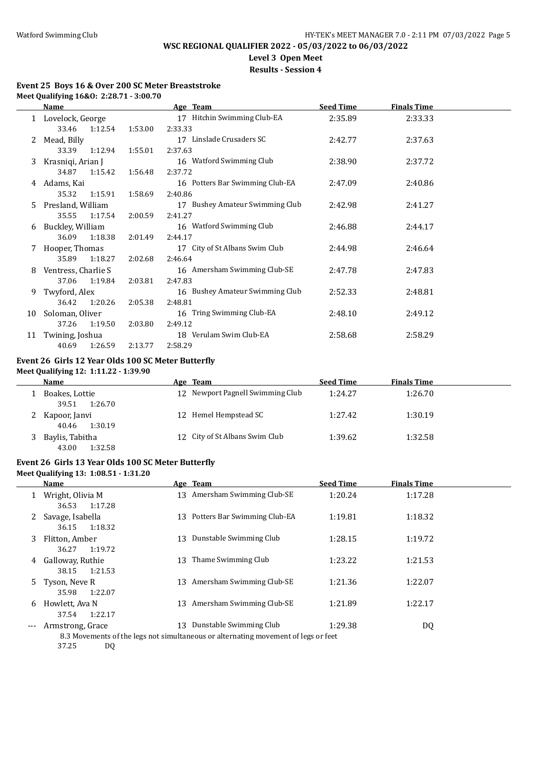**WSC REGIONAL QUALIFIER 2022 - 05/03/2022 to 06/03/2022**

**Level 3 Open Meet**

**Results - Session 4**

### Event 25 Boys 16 & Over 200 SC Meter Breaststroke

**Meet Qualifying 16&O: 2:28.71 - 3:00.70**

| | Name | Age | Team | Seed Time | Finals Time |
|---|---|---|---|---|---|
| 1 | Lovelock, George | 17 | Hitchin Swimming Club-EA | 2:35.89 | 2:33.33 |
| | 33.46 1:12.54 1:53.00 2:33.33 | | | | |
| 2 | Mead, Billy | 17 | Linslade Crusaders SC | 2:42.77 | 2:37.63 |
| | 33.39 1:12.94 1:55.01 2:37.63 | | | | |
| 3 | Krasniqi, Arian J | 16 | Watford Swimming Club | 2:38.90 | 2:37.72 |
| | 34.87 1:15.42 1:56.48 2:37.72 | | | | |
| 4 | Adams, Kai | 16 | Potters Bar Swimming Club-EA | 2:47.09 | 2:40.86 |
| | 35.32 1:15.91 1:58.69 2:40.86 | | | | |
| 5 | Presland, William | 17 | Bushey Amateur Swimming Club | 2:42.98 | 2:41.27 |
| | 35.55 1:17.54 2:00.59 2:41.27 | | | | |
| 6 | Buckley, William | 16 | Watford Swimming Club | 2:46.88 | 2:44.17 |
| | 36.09 1:18.38 2:01.49 2:44.17 | | | | |
| 7 | Hooper, Thomas | 17 | City of St Albans Swim Club | 2:44.98 | 2:46.64 |
| | 35.89 1:18.27 2:02.68 2:46.64 | | | | |
| 8 | Ventress, Charlie S | 16 | Amersham Swimming Club-SE | 2:47.78 | 2:47.83 |
| | 37.06 1:19.84 2:03.81 2:47.83 | | | | |
| 9 | Twyford, Alex | 16 | Bushey Amateur Swimming Club | 2:52.33 | 2:48.81 |
| | 36.42 1:20.26 2:05.38 2:48.81 | | | | |
| 10 | Soloman, Oliver | 16 | Tring Swimming Club-EA | 2:48.10 | 2:49.12 |
| | 37.26 1:19.50 2:03.80 2:49.12 | | | | |
| 11 | Twining, Joshua | 18 | Verulam Swim Club-EA | 2:58.68 | 2:58.29 |
| | 40.69 1:26.59 2:13.77 2:58.29 | | | | |

### Event 26 Girls 12 Year Olds 100 SC Meter Butterfly

**Meet Qualifying 12: 1:11.22 - 1:39.90**

| | Name | Age | Team | Seed Time | Finals Time |
|---|---|---|---|---|---|
| 1 | Boakes, Lottie | 12 | Newport Pagnell Swimming Club | 1:24.27 | 1:26.70 |
| | 39.51 1:26.70 | | | | |
| 2 | Kapoor, Janvi | 12 | Hemel Hempstead SC | 1:27.42 | 1:30.19 |
| | 40.46 1:30.19 | | | | |
| 3 | Baylis, Tabitha | 12 | City of St Albans Swim Club | 1:39.62 | 1:32.58 |
| | 43.00 1:32.58 | | | | |

### Event 26 Girls 13 Year Olds 100 SC Meter Butterfly

**Meet Qualifying 13: 1:08.51 - 1:31.20**

| | Name | Age | Team | Seed Time | Finals Time |
|---|---|---|---|---|---|
| 1 | Wright, Olivia M | 13 | Amersham Swimming Club-SE | 1:20.24 | 1:17.28 |
| | 36.53 1:17.28 | | | | |
| 2 | Savage, Isabella | 13 | Potters Bar Swimming Club-EA | 1:19.81 | 1:18.32 |
| | 36.15 1:18.32 | | | | |
| 3 | Flitton, Amber | 13 | Dunstable Swimming Club | 1:28.15 | 1:19.72 |
| | 36.27 1:19.72 | | | | |
| 4 | Galloway, Ruthie | 13 | Thame Swimming Club | 1:23.22 | 1:21.53 |
| | 38.15 1:21.53 | | | | |
| 5 | Tyson, Neve R | 13 | Amersham Swimming Club-SE | 1:21.36 | 1:22.07 |
| | 35.98 1:22.07 | | | | |
| 6 | Howlett, Ava N | 13 | Amersham Swimming Club-SE | 1:21.89 | 1:22.17 |
| | 37.54 1:22.17 | | | | |
| --- | Armstrong, Grace | 13 | Dunstable Swimming Club | 1:29.38 | DQ |
| | 8.3 Movements of the legs not simultaneous or alternating movement of legs or feet | | | | |
| | 37.25 DQ | | | | |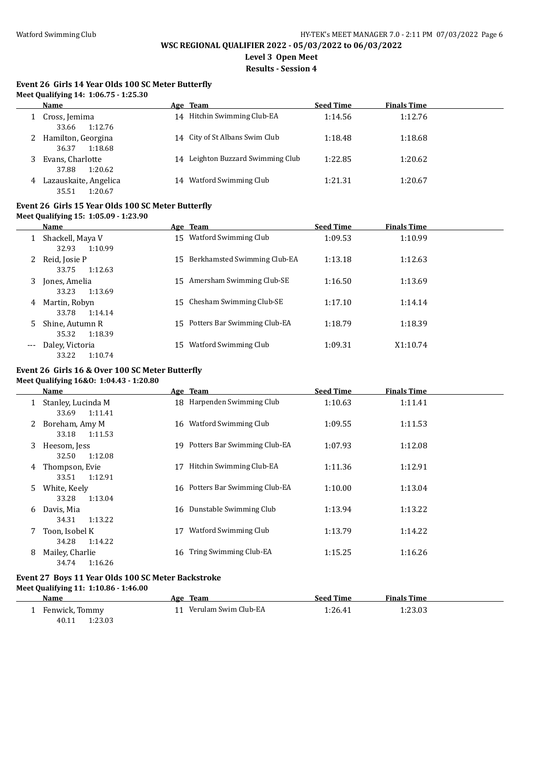**WSC REGIONAL QUALIFIER 2022 - 05/03/2022 to 06/03/2022**
**Level 3 Open Meet**
**Results - Session 4**

### Event 26 Girls 14 Year Olds 100 SC Meter Butterfly

**Meet Qualifying 14: 1:06.75 - 1:25.30**

| | Name | Age | Team | Seed Time | Finals Time |
|---|---|---|---|---|---|
| 1 | Cross, Jemima | 14 | Hitchin Swimming Club-EA | 1:14.56 | 1:12.76 |
| | 33.66 1:12.76 | | | | |
| 2 | Hamilton, Georgina | 14 | City of St Albans Swim Club | 1:18.48 | 1:18.68 |
| | 36.37 1:18.68 | | | | |
| 3 | Evans, Charlotte | 14 | Leighton Buzzard Swimming Club | 1:22.85 | 1:20.62 |
| | 37.88 1:20.62 | | | | |
| 4 | Lazauskaite, Angelica | 14 | Watford Swimming Club | 1:21.31 | 1:20.67 |
| | 35.51 1:20.67 | | | | |

### Event 26 Girls 15 Year Olds 100 SC Meter Butterfly

**Meet Qualifying 15: 1:05.09 - 1:23.90**

| | Name | Age | Team | Seed Time | Finals Time |
|---|---|---|---|---|---|
| 1 | Shackell, Maya V | 15 | Watford Swimming Club | 1:09.53 | 1:10.99 |
| | 32.93 1:10.99 | | | | |
| 2 | Reid, Josie P | 15 | Berkhamsted Swimming Club-EA | 1:13.18 | 1:12.63 |
| | 33.75 1:12.63 | | | | |
| 3 | Jones, Amelia | 15 | Amersham Swimming Club-SE | 1:16.50 | 1:13.69 |
| | 33.23 1:13.69 | | | | |
| 4 | Martin, Robyn | 15 | Chesham Swimming Club-SE | 1:17.10 | 1:14.14 |
| | 33.78 1:14.14 | | | | |
| 5 | Shine, Autumn R | 15 | Potters Bar Swimming Club-EA | 1:18.79 | 1:18.39 |
| | 35.32 1:18.39 | | | | |
| --- | Daley, Victoria | 15 | Watford Swimming Club | 1:09.31 | X1:10.74 |
| | 33.22 1:10.74 | | | | |

### Event 26 Girls 16 & Over 100 SC Meter Butterfly

**Meet Qualifying 16&O: 1:04.43 - 1:20.80**

| | Name | Age | Team | Seed Time | Finals Time |
|---|---|---|---|---|---|
| 1 | Stanley, Lucinda M | 18 | Harpenden Swimming Club | 1:10.63 | 1:11.41 |
| | 33.69 1:11.41 | | | | |
| 2 | Boreham, Amy M | 16 | Watford Swimming Club | 1:09.55 | 1:11.53 |
| | 33.18 1:11.53 | | | | |
| 3 | Heesom, Jess | 19 | Potters Bar Swimming Club-EA | 1:07.93 | 1:12.08 |
| | 32.50 1:12.08 | | | | |
| 4 | Thompson, Evie | 17 | Hitchin Swimming Club-EA | 1:11.36 | 1:12.91 |
| | 33.51 1:12.91 | | | | |
| 5 | White, Keely | 16 | Potters Bar Swimming Club-EA | 1:10.00 | 1:13.04 |
| | 33.28 1:13.04 | | | | |
| 6 | Davis, Mia | 16 | Dunstable Swimming Club | 1:13.94 | 1:13.22 |
| | 34.31 1:13.22 | | | | |
| 7 | Toon, Isobel K | 17 | Watford Swimming Club | 1:13.79 | 1:14.22 |
| | 34.28 1:14.22 | | | | |
| 8 | Mailey, Charlie | 16 | Tring Swimming Club-EA | 1:15.25 | 1:16.26 |
| | 34.74 1:16.26 | | | | |

### Event 27 Boys 11 Year Olds 100 SC Meter Backstroke

**Meet Qualifying 11: 1:10.86 - 1:46.00**

| | Name | Age | Team | Seed Time | Finals Time |
|---|---|---|---|---|---|
| 1 | Fenwick, Tommy | 11 | Verulam Swim Club-EA | 1:26.41 | 1:23.03 |
| | 40.11 1:23.03 | | | | |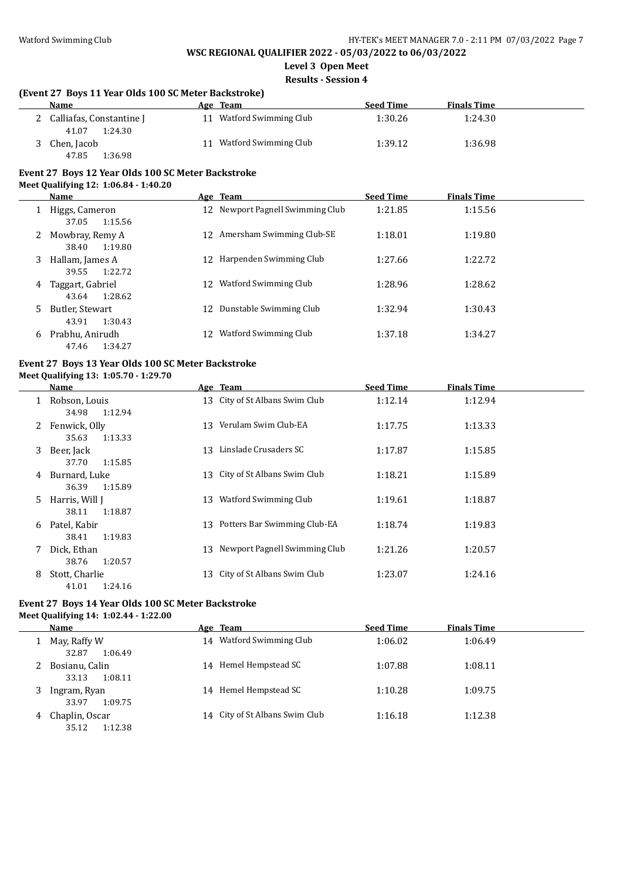**WSC REGIONAL QUALIFIER 2022 - 05/03/2022 to 06/03/2022**

**Level 3 Open Meet**

**Results - Session 4**

### (Event 27 Boys 11 Year Olds 100 SC Meter Backstroke)

| | Name | Age | Team | Seed Time | Finals Time |
|---|---|---|---|---|---|
| 2 | Calliafas, Constantine J | 11 | Watford Swimming Club | 1:30.26 | 1:24.30 |
| | 41.07 1:24.30 | | | | |
| 3 | Chen, Jacob | 11 | Watford Swimming Club | 1:39.12 | 1:36.98 |
| | 47.85 1:36.98 | | | | |

### Event 27 Boys 12 Year Olds 100 SC Meter Backstroke

**Meet Qualifying 12: 1:06.84 - 1:40.20**

| | Name | Age | Team | Seed Time | Finals Time |
|---|---|---|---|---|---|
| 1 | Higgs, Cameron | 12 | Newport Pagnell Swimming Club | 1:21.85 | 1:15.56 |
| | 37.05 1:15.56 | | | | |
| 2 | Mowbray, Remy A | 12 | Amersham Swimming Club-SE | 1:18.01 | 1:19.80 |
| | 38.40 1:19.80 | | | | |
| 3 | Hallam, James A | 12 | Harpenden Swimming Club | 1:27.66 | 1:22.72 |
| | 39.55 1:22.72 | | | | |
| 4 | Taggart, Gabriel | 12 | Watford Swimming Club | 1:28.96 | 1:28.62 |
| | 43.64 1:28.62 | | | | |
| 5 | Butler, Stewart | 12 | Dunstable Swimming Club | 1:32.94 | 1:30.43 |
| | 43.91 1:30.43 | | | | |
| 6 | Prabhu, Anirudh | 12 | Watford Swimming Club | 1:37.18 | 1:34.27 |
| | 47.46 1:34.27 | | | | |

### Event 27 Boys 13 Year Olds 100 SC Meter Backstroke

**Meet Qualifying 13: 1:05.70 - 1:29.70**

| | Name | Age | Team | Seed Time | Finals Time |
|---|---|---|---|---|---|
| 1 | Robson, Louis | 13 | City of St Albans Swim Club | 1:12.14 | 1:12.94 |
| | 34.98 1:12.94 | | | | |
| 2 | Fenwick, Olly | 13 | Verulam Swim Club-EA | 1:17.75 | 1:13.33 |
| | 35.63 1:13.33 | | | | |
| 3 | Beer, Jack | 13 | Linslade Crusaders SC | 1:17.87 | 1:15.85 |
| | 37.70 1:15.85 | | | | |
| 4 | Burnard, Luke | 13 | City of St Albans Swim Club | 1:18.21 | 1:15.89 |
| | 36.39 1:15.89 | | | | |
| 5 | Harris, Will J | 13 | Watford Swimming Club | 1:19.61 | 1:18.87 |
| | 38.11 1:18.87 | | | | |
| 6 | Patel, Kabir | 13 | Potters Bar Swimming Club-EA | 1:18.74 | 1:19.83 |
| | 38.41 1:19.83 | | | | |
| 7 | Dick, Ethan | 13 | Newport Pagnell Swimming Club | 1:21.26 | 1:20.57 |
| | 38.76 1:20.57 | | | | |
| 8 | Stott, Charlie | 13 | City of St Albans Swim Club | 1:23.07 | 1:24.16 |
| | 41.01 1:24.16 | | | | |

### Event 27 Boys 14 Year Olds 100 SC Meter Backstroke

**Meet Qualifying 14: 1:02.44 - 1:22.00**

| | Name | Age | Team | Seed Time | Finals Time |
|---|---|---|---|---|---|
| 1 | May, Raffy W | 14 | Watford Swimming Club | 1:06.02 | 1:06.49 |
| | 32.87 1:06.49 | | | | |
| 2 | Bosianu, Calin | 14 | Hemel Hempstead SC | 1:07.88 | 1:08.11 |
| | 33.13 1:08.11 | | | | |
| 3 | Ingram, Ryan | 14 | Hemel Hempstead SC | 1:10.28 | 1:09.75 |
| | 33.97 1:09.75 | | | | |
| 4 | Chaplin, Oscar | 14 | City of St Albans Swim Club | 1:16.18 | 1:12.38 |
| | 35.12 1:12.38 | | | | |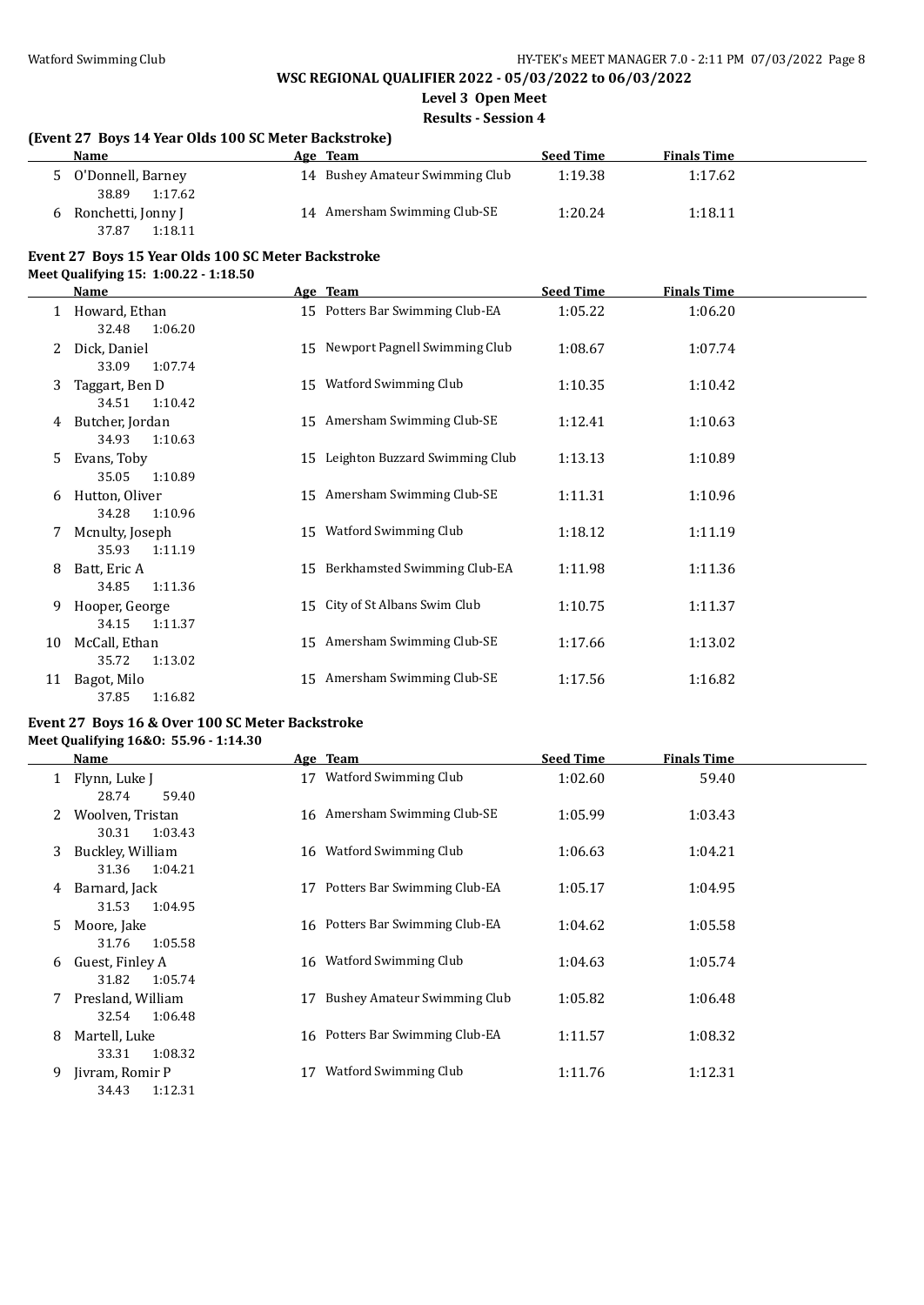**WSC REGIONAL QUALIFIER 2022 - 05/03/2022 to 06/03/2022**

**Level 3 Open Meet**

**Results - Session 4**

### (Event 27 Boys 14 Year Olds 100 SC Meter Backstroke)

| | Name | Age | Team | Seed Time | Finals Time |
|---|---|---|---|---|---|
| 5 | O'Donnell, Barney | 14 | Bushey Amateur Swimming Club | 1:19.38 | 1:17.62 |
| | 38.89 1:17.62 | | | | |
| 6 | Ronchetti, Jonny J | 14 | Amersham Swimming Club-SE | 1:20.24 | 1:18.11 |
| | 37.87 1:18.11 | | | | |

### Event 27 Boys 15 Year Olds 100 SC Meter Backstroke

**Meet Qualifying 15: 1:00.22 - 1:18.50**

| | Name | Age | Team | Seed Time | Finals Time |
|---|---|---|---|---|---|
| 1 | Howard, Ethan | 15 | Potters Bar Swimming Club-EA | 1:05.22 | 1:06.20 |
| | 32.48 1:06.20 | | | | |
| 2 | Dick, Daniel | 15 | Newport Pagnell Swimming Club | 1:08.67 | 1:07.74 |
| | 33.09 1:07.74 | | | | |
| 3 | Taggart, Ben D | 15 | Watford Swimming Club | 1:10.35 | 1:10.42 |
| | 34.51 1:10.42 | | | | |
| 4 | Butcher, Jordan | 15 | Amersham Swimming Club-SE | 1:12.41 | 1:10.63 |
| | 34.93 1:10.63 | | | | |
| 5 | Evans, Toby | 15 | Leighton Buzzard Swimming Club | 1:13.13 | 1:10.89 |
| | 35.05 1:10.89 | | | | |
| 6 | Hutton, Oliver | 15 | Amersham Swimming Club-SE | 1:11.31 | 1:10.96 |
| | 34.28 1:10.96 | | | | |
| 7 | Mcnulty, Joseph | 15 | Watford Swimming Club | 1:18.12 | 1:11.19 |
| | 35.93 1:11.19 | | | | |
| 8 | Batt, Eric A | 15 | Berkhamsted Swimming Club-EA | 1:11.98 | 1:11.36 |
| | 34.85 1:11.36 | | | | |
| 9 | Hooper, George | 15 | City of St Albans Swim Club | 1:10.75 | 1:11.37 |
| | 34.15 1:11.37 | | | | |
| 10 | McCall, Ethan | 15 | Amersham Swimming Club-SE | 1:17.66 | 1:13.02 |
| | 35.72 1:13.02 | | | | |
| 11 | Bagot, Milo | 15 | Amersham Swimming Club-SE | 1:17.56 | 1:16.82 |
| | 37.85 1:16.82 | | | | |

### Event 27 Boys 16 & Over 100 SC Meter Backstroke

**Meet Qualifying 16&O: 55.96 - 1:14.30**

| | Name | Age | Team | Seed Time | Finals Time |
|---|---|---|---|---|---|
| 1 | Flynn, Luke J | 17 | Watford Swimming Club | 1:02.60 | 59.40 |
| | 28.74 59.40 | | | | |
| 2 | Woolven, Tristan | 16 | Amersham Swimming Club-SE | 1:05.99 | 1:03.43 |
| | 30.31 1:03.43 | | | | |
| 3 | Buckley, William | 16 | Watford Swimming Club | 1:06.63 | 1:04.21 |
| | 31.36 1:04.21 | | | | |
| 4 | Barnard, Jack | 17 | Potters Bar Swimming Club-EA | 1:05.17 | 1:04.95 |
| | 31.53 1:04.95 | | | | |
| 5 | Moore, Jake | 16 | Potters Bar Swimming Club-EA | 1:04.62 | 1:05.58 |
| | 31.76 1:05.58 | | | | |
| 6 | Guest, Finley A | 16 | Watford Swimming Club | 1:04.63 | 1:05.74 |
| | 31.82 1:05.74 | | | | |
| 7 | Presland, William | 17 | Bushey Amateur Swimming Club | 1:05.82 | 1:06.48 |
| | 32.54 1:06.48 | | | | |
| 8 | Martell, Luke | 16 | Potters Bar Swimming Club-EA | 1:11.57 | 1:08.32 |
| | 33.31 1:08.32 | | | | |
| 9 | Jivram, Romir P | 17 | Watford Swimming Club | 1:11.76 | 1:12.31 |
| | 34.43 1:12.31 | | | | |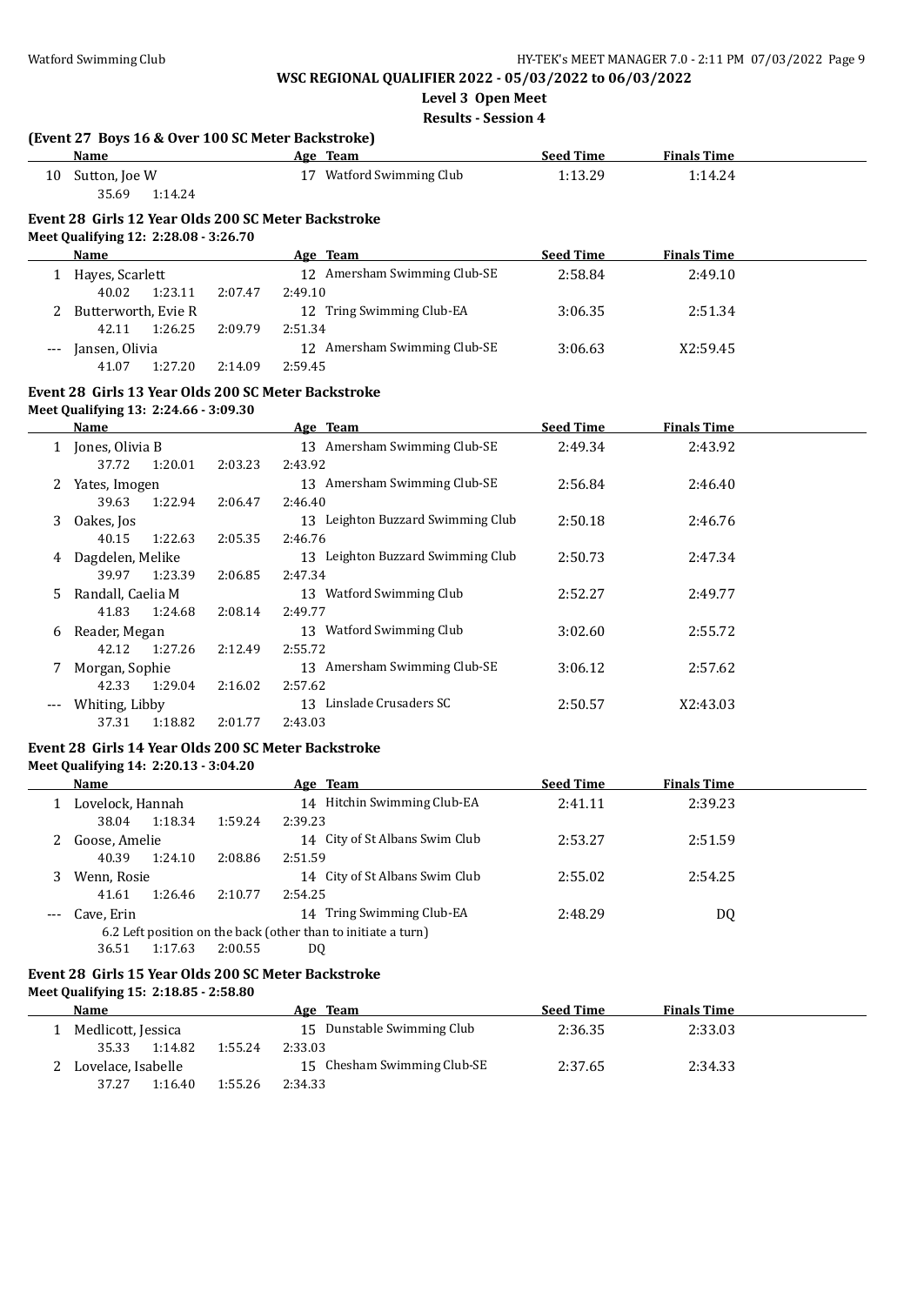# WSC REGIONAL QUALIFIER 2022 - 05/03/2022 to 06/03/2022

## Level 3 Open Meet

### Results - Session 4

**(Event 27 Boys 16 & Over 100 SC Meter Backstroke)**

| | Name | Age | Team | Seed Time | Finals Time |
|---|---|---|---|---|---|
| 10 | Sutton, Joe W | 17 | Watford Swimming Club | 1:13.29 | 1:14.24 |
| | 35.69 1:14.24 | | | | |

**Event 28 Girls 12 Year Olds 200 SC Meter Backstroke**

Meet Qualifying 12: 2:28.08 - 3:26.70

| | Name | Age | Team | Seed Time | Finals Time |
|---|---|---|---|---|---|
| 1 | Hayes, Scarlett | 12 | Amersham Swimming Club-SE | 2:58.84 | 2:49.10 |
| | 40.02 1:23.11 2:07.47 2:49.10 | | | | |
| 2 | Butterworth, Evie R | 12 | Tring Swimming Club-EA | 3:06.35 | 2:51.34 |
| | 42.11 1:26.25 2:09.79 2:51.34 | | | | |
| --- | Jansen, Olivia | 12 | Amersham Swimming Club-SE | 3:06.63 | X2:59.45 |
| | 41.07 1:27.20 2:14.09 2:59.45 | | | | |

**Event 28 Girls 13 Year Olds 200 SC Meter Backstroke**

Meet Qualifying 13: 2:24.66 - 3:09.30

| | Name | Age | Team | Seed Time | Finals Time |
|---|---|---|---|---|---|
| 1 | Jones, Olivia B | 13 | Amersham Swimming Club-SE | 2:49.34 | 2:43.92 |
| | 37.72 1:20.01 2:03.23 2:43.92 | | | | |
| 2 | Yates, Imogen | 13 | Amersham Swimming Club-SE | 2:56.84 | 2:46.40 |
| | 39.63 1:22.94 2:06.47 2:46.40 | | | | |
| 3 | Oakes, Jos | 13 | Leighton Buzzard Swimming Club | 2:50.18 | 2:46.76 |
| | 40.15 1:22.63 2:05.35 2:46.76 | | | | |
| 4 | Dagdelen, Melike | 13 | Leighton Buzzard Swimming Club | 2:50.73 | 2:47.34 |
| | 39.97 1:23.39 2:06.85 2:47.34 | | | | |
| 5 | Randall, Caelia M | 13 | Watford Swimming Club | 2:52.27 | 2:49.77 |
| | 41.83 1:24.68 2:08.14 2:49.77 | | | | |
| 6 | Reader, Megan | 13 | Watford Swimming Club | 3:02.60 | 2:55.72 |
| | 42.12 1:27.26 2:12.49 2:55.72 | | | | |
| 7 | Morgan, Sophie | 13 | Amersham Swimming Club-SE | 3:06.12 | 2:57.62 |
| | 42.33 1:29.04 2:16.02 2:57.62 | | | | |
| --- | Whiting, Libby | 13 | Linslade Crusaders SC | 2:50.57 | X2:43.03 |
| | 37.31 1:18.82 2:01.77 2:43.03 | | | | |

**Event 28 Girls 14 Year Olds 200 SC Meter Backstroke**

Meet Qualifying 14: 2:20.13 - 3:04.20

| | Name | Age | Team | Seed Time | Finals Time |
|---|---|---|---|---|---|
| 1 | Lovelock, Hannah | 14 | Hitchin Swimming Club-EA | 2:41.11 | 2:39.23 |
| | 38.04 1:18.34 1:59.24 2:39.23 | | | | |
| 2 | Goose, Amelie | 14 | City of St Albans Swim Club | 2:53.27 | 2:51.59 |
| | 40.39 1:24.10 2:08.86 2:51.59 | | | | |
| 3 | Wenn, Rosie | 14 | City of St Albans Swim Club | 2:55.02 | 2:54.25 |
| | 41.61 1:26.46 2:10.77 2:54.25 | | | | |
| --- | Cave, Erin | 14 | Tring Swimming Club-EA | 2:48.29 | DQ |
| | 6.2 Left position on the back (other than to initiate a turn) | | | | |
| | 36.51 1:17.63 2:00.55 DQ | | | | |

**Event 28 Girls 15 Year Olds 200 SC Meter Backstroke**

Meet Qualifying 15: 2:18.85 - 2:58.80

| | Name | Age | Team | Seed Time | Finals Time |
|---|---|---|---|---|---|
| 1 | Medlicott, Jessica | 15 | Dunstable Swimming Club | 2:36.35 | 2:33.03 |
| | 35.33 1:14.82 1:55.24 2:33.03 | | | | |
| 2 | Lovelace, Isabelle | 15 | Chesham Swimming Club-SE | 2:37.65 | 2:34.33 |
| | 37.27 1:16.40 1:55.26 2:34.33 | | | | |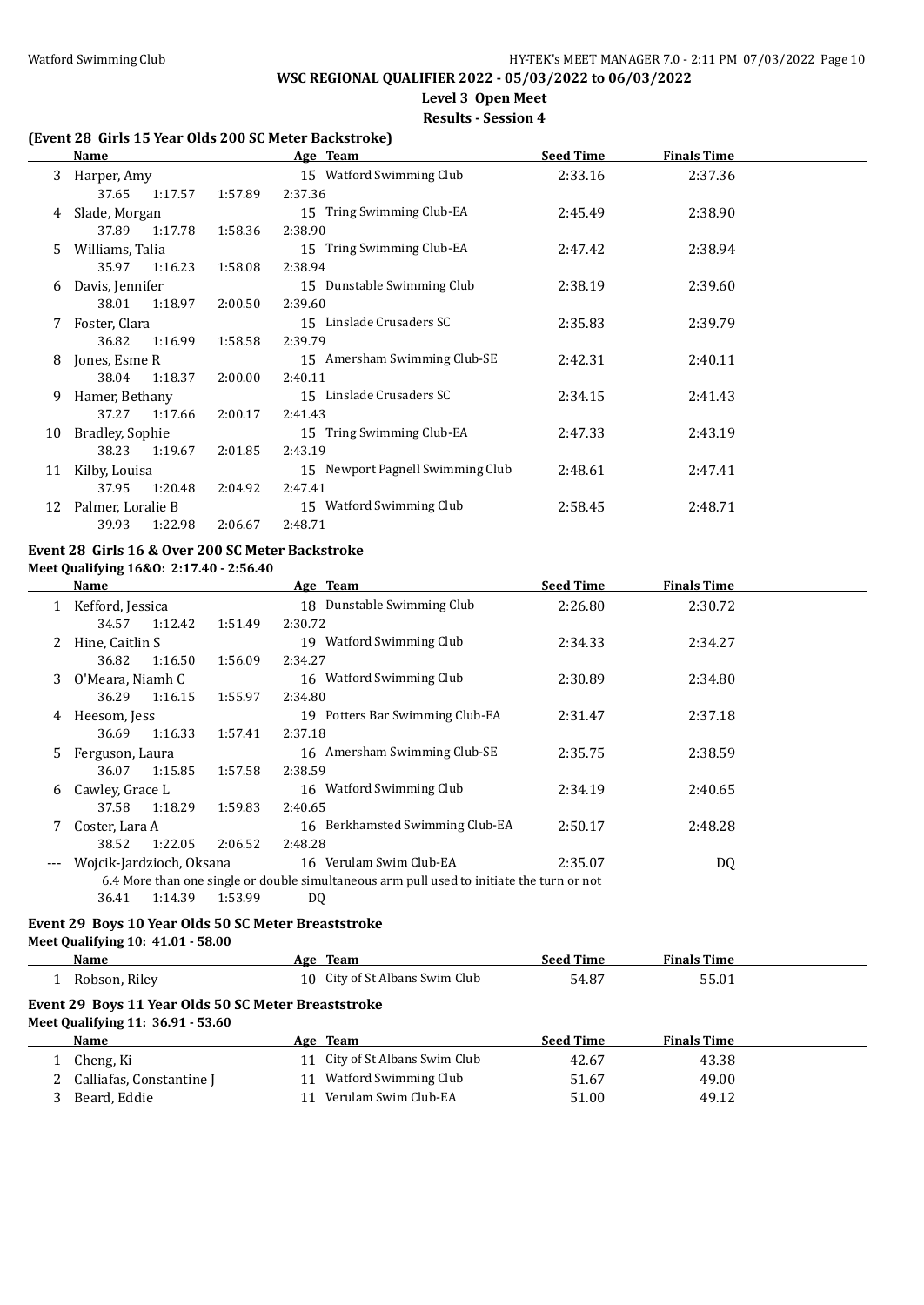## WSC REGIONAL QUALIFIER 2022 - 05/03/2022 to 06/03/2022

### Level 3 Open Meet

### Results - Session 4

**(Event 28 Girls 15 Year Olds 200 SC Meter Backstroke)**

| | Name | Age | Team | Seed Time | Finals Time |
|---|---|---|---|---|---|
| 3 | Harper, Amy | 15 | Watford Swimming Club | 2:33.16 | 2:37.36 |
| | 37.65 1:17.57 1:57.89 2:37.36 | | | | |
| 4 | Slade, Morgan | 15 | Tring Swimming Club-EA | 2:45.49 | 2:38.90 |
| | 37.89 1:17.78 1:58.36 2:38.90 | | | | |
| 5 | Williams, Talia | 15 | Tring Swimming Club-EA | 2:47.42 | 2:38.94 |
| | 35.97 1:16.23 1:58.08 2:38.94 | | | | |
| 6 | Davis, Jennifer | 15 | Dunstable Swimming Club | 2:38.19 | 2:39.60 |
| | 38.01 1:18.97 2:00.50 2:39.60 | | | | |
| 7 | Foster, Clara | 15 | Linslade Crusaders SC | 2:35.83 | 2:39.79 |
| | 36.82 1:16.99 1:58.58 2:39.79 | | | | |
| 8 | Jones, Esme R | 15 | Amersham Swimming Club-SE | 2:42.31 | 2:40.11 |
| | 38.04 1:18.37 2:00.00 2:40.11 | | | | |
| 9 | Hamer, Bethany | 15 | Linslade Crusaders SC | 2:34.15 | 2:41.43 |
| | 37.27 1:17.66 2:00.17 2:41.43 | | | | |
| 10 | Bradley, Sophie | 15 | Tring Swimming Club-EA | 2:47.33 | 2:43.19 |
| | 38.23 1:19.67 2:01.85 2:43.19 | | | | |
| 11 | Kilby, Louisa | 15 | Newport Pagnell Swimming Club | 2:48.61 | 2:47.41 |
| | 37.95 1:20.48 2:04.92 2:47.41 | | | | |
| 12 | Palmer, Loralie B | 15 | Watford Swimming Club | 2:58.45 | 2:48.71 |
| | 39.93 1:22.98 2:06.67 2:48.71 | | | | |

**Event 28 Girls 16 & Over 200 SC Meter Backstroke**

**Meet Qualifying 16&O: 2:17.40 - 2:56.40**

| | Name | Age | Team | Seed Time | Finals Time |
|---|---|---|---|---|---|
| 1 | Kefford, Jessica | 18 | Dunstable Swimming Club | 2:26.80 | 2:30.72 |
| | 34.57 1:12.42 1:51.49 2:30.72 | | | | |
| 2 | Hine, Caitlin S | 19 | Watford Swimming Club | 2:34.33 | 2:34.27 |
| | 36.82 1:16.50 1:56.09 2:34.27 | | | | |
| 3 | O'Meara, Niamh C | 16 | Watford Swimming Club | 2:30.89 | 2:34.80 |
| | 36.29 1:16.15 1:55.97 2:34.80 | | | | |
| 4 | Heesom, Jess | 19 | Potters Bar Swimming Club-EA | 2:31.47 | 2:37.18 |
| | 36.69 1:16.33 1:57.41 2:37.18 | | | | |
| 5 | Ferguson, Laura | 16 | Amersham Swimming Club-SE | 2:35.75 | 2:38.59 |
| | 36.07 1:15.85 1:57.58 2:38.59 | | | | |
| 6 | Cawley, Grace L | 16 | Watford Swimming Club | 2:34.19 | 2:40.65 |
| | 37.58 1:18.29 1:59.83 2:40.65 | | | | |
| 7 | Coster, Lara A | 16 | Berkhamsted Swimming Club-EA | 2:50.17 | 2:48.28 |
| | 38.52 1:22.05 2:06.52 2:48.28 | | | | |
| --- | Wojcik-Jardzioch, Oksana | 16 | Verulam Swim Club-EA | 2:35.07 | DQ |
| | 6.4 More than one single or double simultaneous arm pull used to initiate the turn or not | | | | |
| | 36.41 1:14.39 1:53.99 DQ | | | | |

**Event 29 Boys 10 Year Olds 50 SC Meter Breaststroke**

**Meet Qualifying 10: 41.01 - 58.00**

| | Name | Age | Team | Seed Time | Finals Time |
|---|---|---|---|---|---|
| 1 | Robson, Riley | 10 | City of St Albans Swim Club | 54.87 | 55.01 |

**Event 29 Boys 11 Year Olds 50 SC Meter Breaststroke**

**Meet Qualifying 11: 36.91 - 53.60**

| | Name | Age | Team | Seed Time | Finals Time |
|---|---|---|---|---|---|
| 1 | Cheng, Ki | 11 | City of St Albans Swim Club | 42.67 | 43.38 |
| 2 | Calliafas, Constantine J | 11 | Watford Swimming Club | 51.67 | 49.00 |
| 3 | Beard, Eddie | 11 | Verulam Swim Club-EA | 51.00 | 49.12 |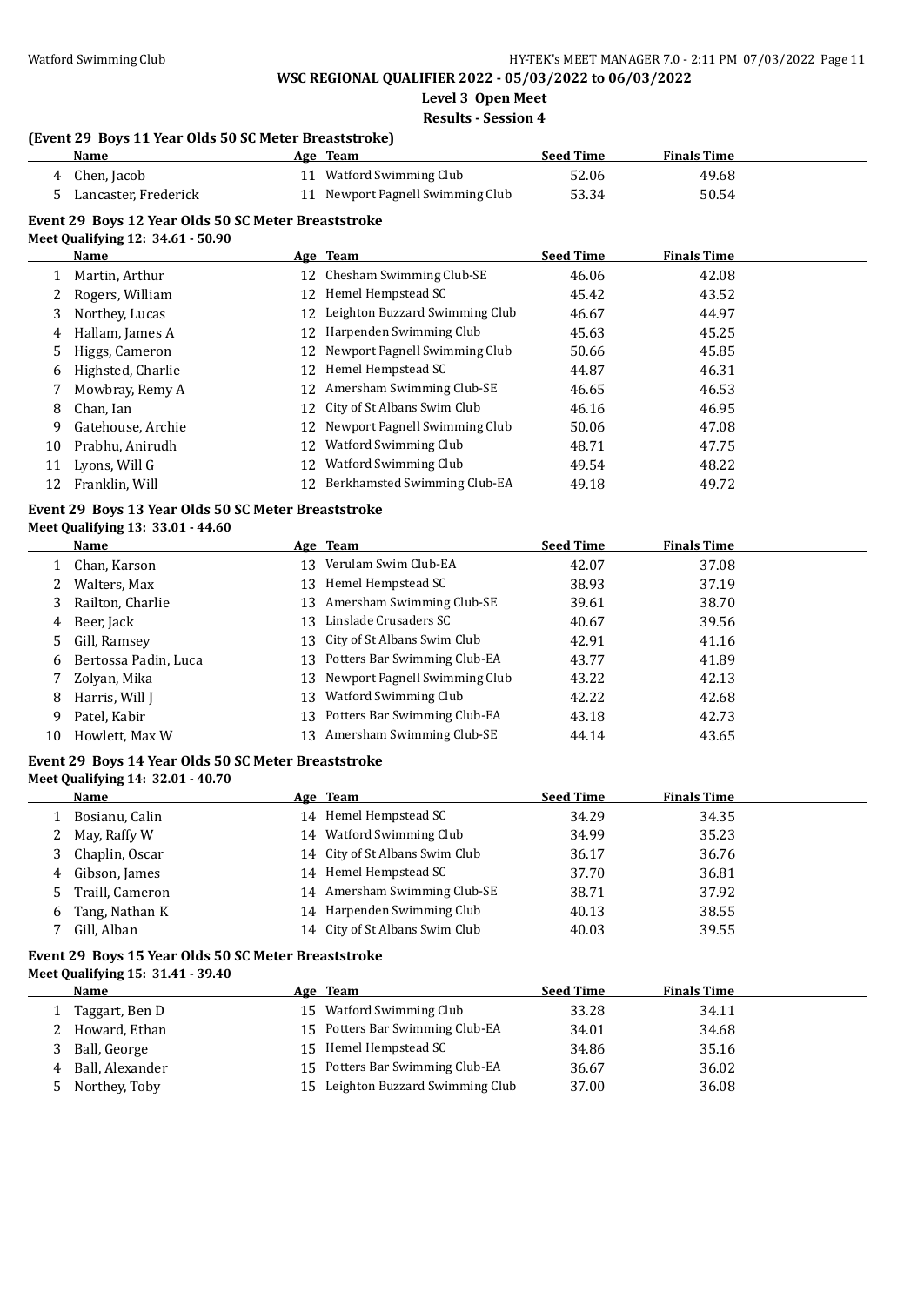**WSC REGIONAL QUALIFIER 2022 - 05/03/2022 to 06/03/2022**

**Level 3 Open Meet**

**Results - Session 4**

### (Event 29 Boys 11 Year Olds 50 SC Meter Breaststroke)

| | Name | Age | Team | Seed Time | Finals Time |
|---|---|---|---|---|---|
| 4 | Chen, Jacob | 11 | Watford Swimming Club | 52.06 | 49.68 |
| 5 | Lancaster, Frederick | 11 | Newport Pagnell Swimming Club | 53.34 | 50.54 |

### Event 29 Boys 12 Year Olds 50 SC Meter Breaststroke

Meet Qualifying 12: 34.61 - 50.90

| | Name | Age | Team | Seed Time | Finals Time |
|---|---|---|---|---|---|
| 1 | Martin, Arthur | 12 | Chesham Swimming Club-SE | 46.06 | 42.08 |
| 2 | Rogers, William | 12 | Hemel Hempstead SC | 45.42 | 43.52 |
| 3 | Northey, Lucas | 12 | Leighton Buzzard Swimming Club | 46.67 | 44.97 |
| 4 | Hallam, James A | 12 | Harpenden Swimming Club | 45.63 | 45.25 |
| 5 | Higgs, Cameron | 12 | Newport Pagnell Swimming Club | 50.66 | 45.85 |
| 6 | Highsted, Charlie | 12 | Hemel Hempstead SC | 44.87 | 46.31 |
| 7 | Mowbray, Remy A | 12 | Amersham Swimming Club-SE | 46.65 | 46.53 |
| 8 | Chan, Ian | 12 | City of St Albans Swim Club | 46.16 | 46.95 |
| 9 | Gatehouse, Archie | 12 | Newport Pagnell Swimming Club | 50.06 | 47.08 |
| 10 | Prabhu, Anirudh | 12 | Watford Swimming Club | 48.71 | 47.75 |
| 11 | Lyons, Will G | 12 | Watford Swimming Club | 49.54 | 48.22 |
| 12 | Franklin, Will | 12 | Berkhamsted Swimming Club-EA | 49.18 | 49.72 |

### Event 29 Boys 13 Year Olds 50 SC Meter Breaststroke

Meet Qualifying 13: 33.01 - 44.60

| | Name | Age | Team | Seed Time | Finals Time |
|---|---|---|---|---|---|
| 1 | Chan, Karson | 13 | Verulam Swim Club-EA | 42.07 | 37.08 |
| 2 | Walters, Max | 13 | Hemel Hempstead SC | 38.93 | 37.19 |
| 3 | Railton, Charlie | 13 | Amersham Swimming Club-SE | 39.61 | 38.70 |
| 4 | Beer, Jack | 13 | Linslade Crusaders SC | 40.67 | 39.56 |
| 5 | Gill, Ramsey | 13 | City of St Albans Swim Club | 42.91 | 41.16 |
| 6 | Bertossa Padin, Luca | 13 | Potters Bar Swimming Club-EA | 43.77 | 41.89 |
| 7 | Zolyan, Mika | 13 | Newport Pagnell Swimming Club | 43.22 | 42.13 |
| 8 | Harris, Will J | 13 | Watford Swimming Club | 42.22 | 42.68 |
| 9 | Patel, Kabir | 13 | Potters Bar Swimming Club-EA | 43.18 | 42.73 |
| 10 | Howlett, Max W | 13 | Amersham Swimming Club-SE | 44.14 | 43.65 |

### Event 29 Boys 14 Year Olds 50 SC Meter Breaststroke

Meet Qualifying 14: 32.01 - 40.70

| | Name | Age | Team | Seed Time | Finals Time |
|---|---|---|---|---|---|
| 1 | Bosianu, Calin | 14 | Hemel Hempstead SC | 34.29 | 34.35 |
| 2 | May, Raffy W | 14 | Watford Swimming Club | 34.99 | 35.23 |
| 3 | Chaplin, Oscar | 14 | City of St Albans Swim Club | 36.17 | 36.76 |
| 4 | Gibson, James | 14 | Hemel Hempstead SC | 37.70 | 36.81 |
| 5 | Traill, Cameron | 14 | Amersham Swimming Club-SE | 38.71 | 37.92 |
| 6 | Tang, Nathan K | 14 | Harpenden Swimming Club | 40.13 | 38.55 |
| 7 | Gill, Alban | 14 | City of St Albans Swim Club | 40.03 | 39.55 |

### Event 29 Boys 15 Year Olds 50 SC Meter Breaststroke

Meet Qualifying 15: 31.41 - 39.40

| | Name | Age | Team | Seed Time | Finals Time |
|---|---|---|---|---|---|
| 1 | Taggart, Ben D | 15 | Watford Swimming Club | 33.28 | 34.11 |
| 2 | Howard, Ethan | 15 | Potters Bar Swimming Club-EA | 34.01 | 34.68 |
| 3 | Ball, George | 15 | Hemel Hempstead SC | 34.86 | 35.16 |
| 4 | Ball, Alexander | 15 | Potters Bar Swimming Club-EA | 36.67 | 36.02 |
| 5 | Northey, Toby | 15 | Leighton Buzzard Swimming Club | 37.00 | 36.08 |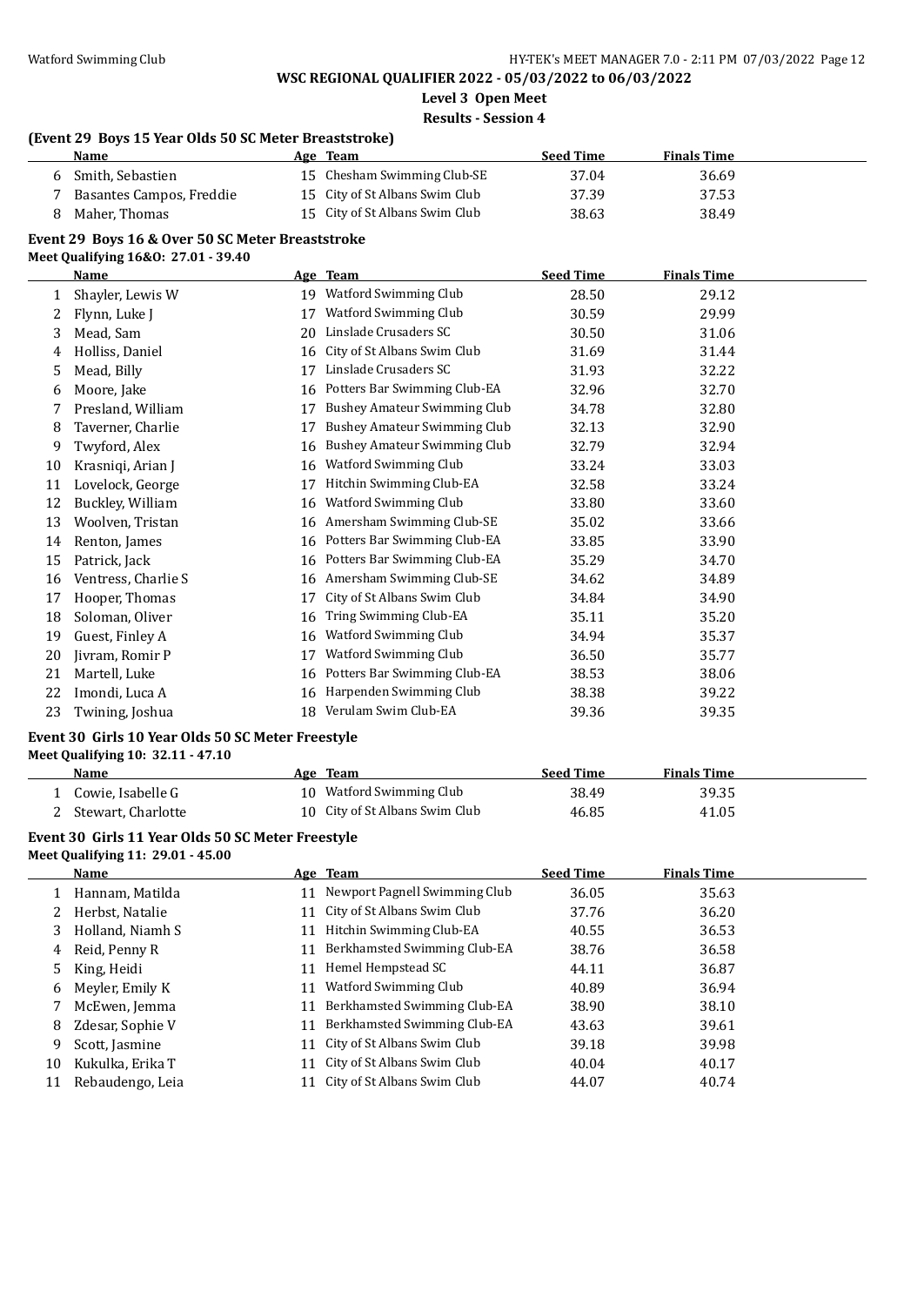## WSC REGIONAL QUALIFIER 2022 - 05/03/2022 to 06/03/2022

**Level 3 Open Meet**

**Results - Session 4**

### (Event 29 Boys 15 Year Olds 50 SC Meter Breaststroke)

| | Name | Age | Team | Seed Time | Finals Time |
|---|---|---|---|---|---|
| 6 | Smith, Sebastien | 15 | Chesham Swimming Club-SE | 37.04 | 36.69 |
| 7 | Basantes Campos, Freddie | 15 | City of St Albans Swim Club | 37.39 | 37.53 |
| 8 | Maher, Thomas | 15 | City of St Albans Swim Club | 38.63 | 38.49 |

### Event 29 Boys 16 & Over 50 SC Meter Breaststroke

**Meet Qualifying 16&O: 27.01 - 39.40**

| | Name | Age | Team | Seed Time | Finals Time |
|---|---|---|---|---|---|
| 1 | Shayler, Lewis W | 19 | Watford Swimming Club | 28.50 | 29.12 |
| 2 | Flynn, Luke J | 17 | Watford Swimming Club | 30.59 | 29.99 |
| 3 | Mead, Sam | 20 | Linslade Crusaders SC | 30.50 | 31.06 |
| 4 | Holliss, Daniel | 16 | City of St Albans Swim Club | 31.69 | 31.44 |
| 5 | Mead, Billy | 17 | Linslade Crusaders SC | 31.93 | 32.22 |
| 6 | Moore, Jake | 16 | Potters Bar Swimming Club-EA | 32.96 | 32.70 |
| 7 | Presland, William | 17 | Bushey Amateur Swimming Club | 34.78 | 32.80 |
| 8 | Taverner, Charlie | 17 | Bushey Amateur Swimming Club | 32.13 | 32.90 |
| 9 | Twyford, Alex | 16 | Bushey Amateur Swimming Club | 32.79 | 32.94 |
| 10 | Krasniqi, Arian J | 16 | Watford Swimming Club | 33.24 | 33.03 |
| 11 | Lovelock, George | 17 | Hitchin Swimming Club-EA | 32.58 | 33.24 |
| 12 | Buckley, William | 16 | Watford Swimming Club | 33.80 | 33.60 |
| 13 | Woolven, Tristan | 16 | Amersham Swimming Club-SE | 35.02 | 33.66 |
| 14 | Renton, James | 16 | Potters Bar Swimming Club-EA | 33.85 | 33.90 |
| 15 | Patrick, Jack | 16 | Potters Bar Swimming Club-EA | 35.29 | 34.70 |
| 16 | Ventress, Charlie S | 16 | Amersham Swimming Club-SE | 34.62 | 34.89 |
| 17 | Hooper, Thomas | 17 | City of St Albans Swim Club | 34.84 | 34.90 |
| 18 | Soloman, Oliver | 16 | Tring Swimming Club-EA | 35.11 | 35.20 |
| 19 | Guest, Finley A | 16 | Watford Swimming Club | 34.94 | 35.37 |
| 20 | Jivram, Romir P | 17 | Watford Swimming Club | 36.50 | 35.77 |
| 21 | Martell, Luke | 16 | Potters Bar Swimming Club-EA | 38.53 | 38.06 |
| 22 | Imondi, Luca A | 16 | Harpenden Swimming Club | 38.38 | 39.22 |
| 23 | Twining, Joshua | 18 | Verulam Swim Club-EA | 39.36 | 39.35 |

### Event 30 Girls 10 Year Olds 50 SC Meter Freestyle

**Meet Qualifying 10: 32.11 - 47.10**

| | Name | Age | Team | Seed Time | Finals Time |
|---|---|---|---|---|---|
| 1 | Cowie, Isabelle G | 10 | Watford Swimming Club | 38.49 | 39.35 |
| 2 | Stewart, Charlotte | 10 | City of St Albans Swim Club | 46.85 | 41.05 |

### Event 30 Girls 11 Year Olds 50 SC Meter Freestyle

**Meet Qualifying 11: 29.01 - 45.00**

| | Name | Age | Team | Seed Time | Finals Time |
|---|---|---|---|---|---|
| 1 | Hannam, Matilda | 11 | Newport Pagnell Swimming Club | 36.05 | 35.63 |
| 2 | Herbst, Natalie | 11 | City of St Albans Swim Club | 37.76 | 36.20 |
| 3 | Holland, Niamh S | 11 | Hitchin Swimming Club-EA | 40.55 | 36.53 |
| 4 | Reid, Penny R | 11 | Berkhamsted Swimming Club-EA | 38.76 | 36.58 |
| 5 | King, Heidi | 11 | Hemel Hempstead SC | 44.11 | 36.87 |
| 6 | Meyler, Emily K | 11 | Watford Swimming Club | 40.89 | 36.94 |
| 7 | McEwen, Jemma | 11 | Berkhamsted Swimming Club-EA | 38.90 | 38.10 |
| 8 | Zdesar, Sophie V | 11 | Berkhamsted Swimming Club-EA | 43.63 | 39.61 |
| 9 | Scott, Jasmine | 11 | City of St Albans Swim Club | 39.18 | 39.98 |
| 10 | Kukulka, Erika T | 11 | City of St Albans Swim Club | 40.04 | 40.17 |
| 11 | Rebaudengo, Leia | 11 | City of St Albans Swim Club | 44.07 | 40.74 |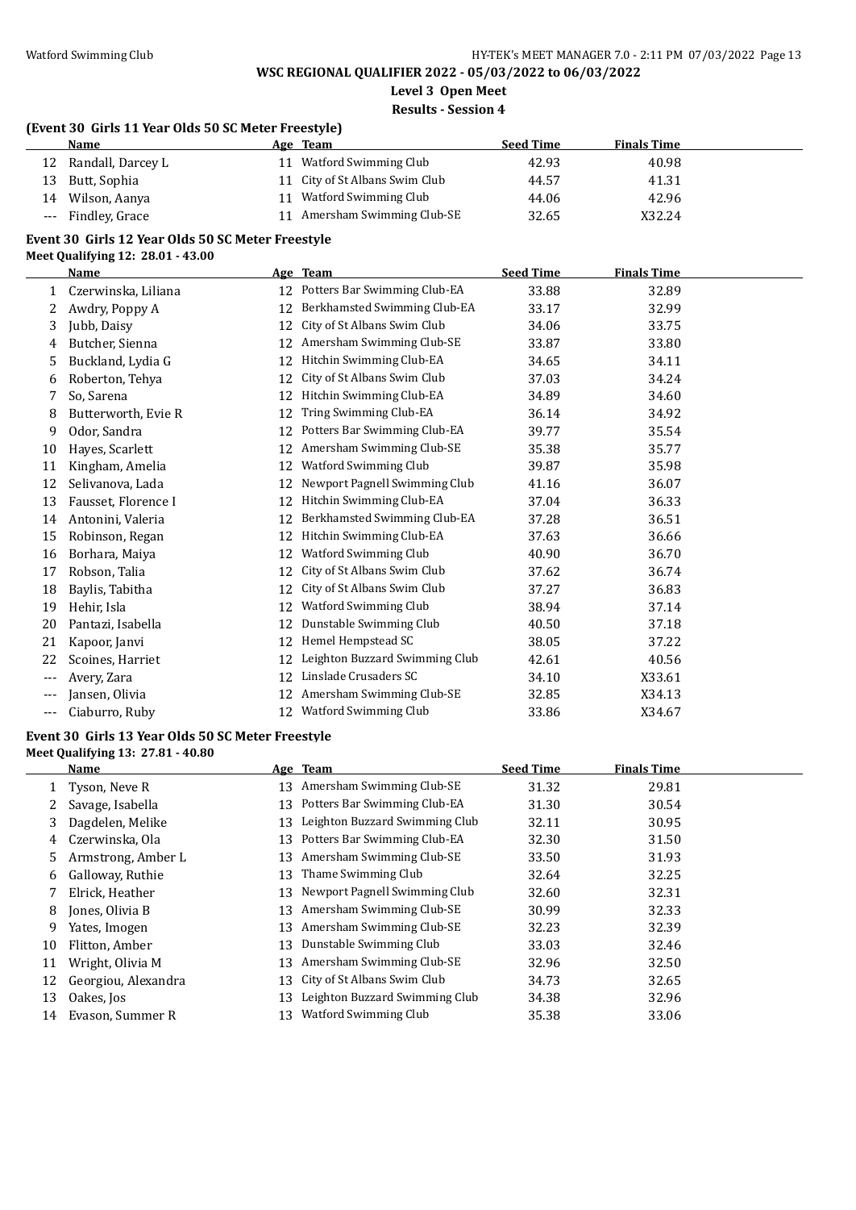**WSC REGIONAL QUALIFIER 2022 - 05/03/2022 to 06/03/2022**

**Level 3 Open Meet**

**Results - Session 4**

### (Event 30 Girls 11 Year Olds 50 SC Meter Freestyle)

| | Name | Age | Team | Seed Time | Finals Time |
|---|---|---|---|---|---|
| 12 | Randall, Darcey L | 11 | Watford Swimming Club | 42.93 | 40.98 |
| 13 | Butt, Sophia | 11 | City of St Albans Swim Club | 44.57 | 41.31 |
| 14 | Wilson, Aanya | 11 | Watford Swimming Club | 44.06 | 42.96 |
| --- | Findley, Grace | 11 | Amersham Swimming Club-SE | 32.65 | X32.24 |

### Event 30 Girls 12 Year Olds 50 SC Meter Freestyle

**Meet Qualifying 12: 28.01 - 43.00**

| | Name | Age | Team | Seed Time | Finals Time |
|---|---|---|---|---|---|
| 1 | Czerwinska, Liliana | 12 | Potters Bar Swimming Club-EA | 33.88 | 32.89 |
| 2 | Awdry, Poppy A | 12 | Berkhamsted Swimming Club-EA | 33.17 | 32.99 |
| 3 | Jubb, Daisy | 12 | City of St Albans Swim Club | 34.06 | 33.75 |
| 4 | Butcher, Sienna | 12 | Amersham Swimming Club-SE | 33.87 | 33.80 |
| 5 | Buckland, Lydia G | 12 | Hitchin Swimming Club-EA | 34.65 | 34.11 |
| 6 | Roberton, Tehya | 12 | City of St Albans Swim Club | 37.03 | 34.24 |
| 7 | So, Sarena | 12 | Hitchin Swimming Club-EA | 34.89 | 34.60 |
| 8 | Butterworth, Evie R | 12 | Tring Swimming Club-EA | 36.14 | 34.92 |
| 9 | Odor, Sandra | 12 | Potters Bar Swimming Club-EA | 39.77 | 35.54 |
| 10 | Hayes, Scarlett | 12 | Amersham Swimming Club-SE | 35.38 | 35.77 |
| 11 | Kingham, Amelia | 12 | Watford Swimming Club | 39.87 | 35.98 |
| 12 | Selivanova, Lada | 12 | Newport Pagnell Swimming Club | 41.16 | 36.07 |
| 13 | Fausset, Florence I | 12 | Hitchin Swimming Club-EA | 37.04 | 36.33 |
| 14 | Antonini, Valeria | 12 | Berkhamsted Swimming Club-EA | 37.28 | 36.51 |
| 15 | Robinson, Regan | 12 | Hitchin Swimming Club-EA | 37.63 | 36.66 |
| 16 | Borhara, Maiya | 12 | Watford Swimming Club | 40.90 | 36.70 |
| 17 | Robson, Talia | 12 | City of St Albans Swim Club | 37.62 | 36.74 |
| 18 | Baylis, Tabitha | 12 | City of St Albans Swim Club | 37.27 | 36.83 |
| 19 | Hehir, Isla | 12 | Watford Swimming Club | 38.94 | 37.14 |
| 20 | Pantazi, Isabella | 12 | Dunstable Swimming Club | 40.50 | 37.18 |
| 21 | Kapoor, Janvi | 12 | Hemel Hempstead SC | 38.05 | 37.22 |
| 22 | Scoines, Harriet | 12 | Leighton Buzzard Swimming Club | 42.61 | 40.56 |
| --- | Avery, Zara | 12 | Linslade Crusaders SC | 34.10 | X33.61 |
| --- | Jansen, Olivia | 12 | Amersham Swimming Club-SE | 32.85 | X34.13 |
| --- | Ciaburro, Ruby | 12 | Watford Swimming Club | 33.86 | X34.67 |

### Event 30 Girls 13 Year Olds 50 SC Meter Freestyle

**Meet Qualifying 13: 27.81 - 40.80**

| | Name | Age | Team | Seed Time | Finals Time |
|---|---|---|---|---|---|
| 1 | Tyson, Neve R | 13 | Amersham Swimming Club-SE | 31.32 | 29.81 |
| 2 | Savage, Isabella | 13 | Potters Bar Swimming Club-EA | 31.30 | 30.54 |
| 3 | Dagdelen, Melike | 13 | Leighton Buzzard Swimming Club | 32.11 | 30.95 |
| 4 | Czerwinska, Ola | 13 | Potters Bar Swimming Club-EA | 32.30 | 31.50 |
| 5 | Armstrong, Amber L | 13 | Amersham Swimming Club-SE | 33.50 | 31.93 |
| 6 | Galloway, Ruthie | 13 | Thame Swimming Club | 32.64 | 32.25 |
| 7 | Elrick, Heather | 13 | Newport Pagnell Swimming Club | 32.60 | 32.31 |
| 8 | Jones, Olivia B | 13 | Amersham Swimming Club-SE | 30.99 | 32.33 |
| 9 | Yates, Imogen | 13 | Amersham Swimming Club-SE | 32.23 | 32.39 |
| 10 | Flitton, Amber | 13 | Dunstable Swimming Club | 33.03 | 32.46 |
| 11 | Wright, Olivia M | 13 | Amersham Swimming Club-SE | 32.96 | 32.50 |
| 12 | Georgiou, Alexandra | 13 | City of St Albans Swim Club | 34.73 | 32.65 |
| 13 | Oakes, Jos | 13 | Leighton Buzzard Swimming Club | 34.38 | 32.96 |
| 14 | Evason, Summer R | 13 | Watford Swimming Club | 35.38 | 33.06 |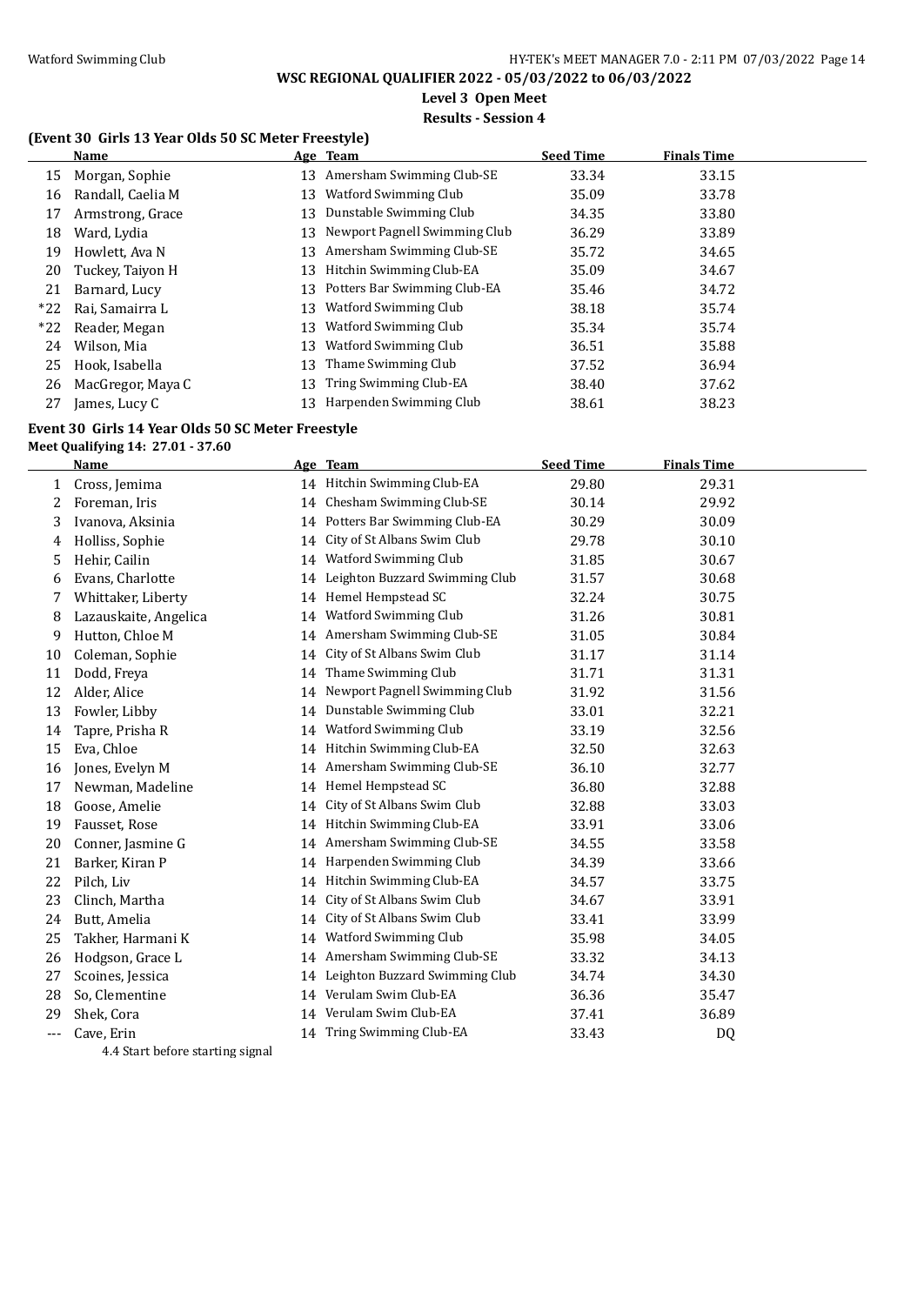**WSC REGIONAL QUALIFIER 2022 - 05/03/2022 to 06/03/2022**

**Level 3 Open Meet**

**Results - Session 4**

### (Event 30 Girls 13 Year Olds 50 SC Meter Freestyle)

| | Name | Age | Team | Seed Time | Finals Time |
|---|---|---|---|---|---|
| 15 | Morgan, Sophie | 13 | Amersham Swimming Club-SE | 33.34 | 33.15 |
| 16 | Randall, Caelia M | 13 | Watford Swimming Club | 35.09 | 33.78 |
| 17 | Armstrong, Grace | 13 | Dunstable Swimming Club | 34.35 | 33.80 |
| 18 | Ward, Lydia | 13 | Newport Pagnell Swimming Club | 36.29 | 33.89 |
| 19 | Howlett, Ava N | 13 | Amersham Swimming Club-SE | 35.72 | 34.65 |
| 20 | Tuckey, Taiyon H | 13 | Hitchin Swimming Club-EA | 35.09 | 34.67 |
| 21 | Barnard, Lucy | 13 | Potters Bar Swimming Club-EA | 35.46 | 34.72 |
| *22 | Rai, Samairra L | 13 | Watford Swimming Club | 38.18 | 35.74 |
| *22 | Reader, Megan | 13 | Watford Swimming Club | 35.34 | 35.74 |
| 24 | Wilson, Mia | 13 | Watford Swimming Club | 36.51 | 35.88 |
| 25 | Hook, Isabella | 13 | Thame Swimming Club | 37.52 | 36.94 |
| 26 | MacGregor, Maya C | 13 | Tring Swimming Club-EA | 38.40 | 37.62 |
| 27 | James, Lucy C | 13 | Harpenden Swimming Club | 38.61 | 38.23 |

### Event 30 Girls 14 Year Olds 50 SC Meter Freestyle

**Meet Qualifying 14: 27.01 - 37.60**

| | Name | Age | Team | Seed Time | Finals Time |
|---|---|---|---|---|---|
| 1 | Cross, Jemima | 14 | Hitchin Swimming Club-EA | 29.80 | 29.31 |
| 2 | Foreman, Iris | 14 | Chesham Swimming Club-SE | 30.14 | 29.92 |
| 3 | Ivanova, Aksinia | 14 | Potters Bar Swimming Club-EA | 30.29 | 30.09 |
| 4 | Holliss, Sophie | 14 | City of St Albans Swim Club | 29.78 | 30.10 |
| 5 | Hehir, Cailin | 14 | Watford Swimming Club | 31.85 | 30.67 |
| 6 | Evans, Charlotte | 14 | Leighton Buzzard Swimming Club | 31.57 | 30.68 |
| 7 | Whittaker, Liberty | 14 | Hemel Hempstead SC | 32.24 | 30.75 |
| 8 | Lazauskaite, Angelica | 14 | Watford Swimming Club | 31.26 | 30.81 |
| 9 | Hutton, Chloe M | 14 | Amersham Swimming Club-SE | 31.05 | 30.84 |
| 10 | Coleman, Sophie | 14 | City of St Albans Swim Club | 31.17 | 31.14 |
| 11 | Dodd, Freya | 14 | Thame Swimming Club | 31.71 | 31.31 |
| 12 | Alder, Alice | 14 | Newport Pagnell Swimming Club | 31.92 | 31.56 |
| 13 | Fowler, Libby | 14 | Dunstable Swimming Club | 33.01 | 32.21 |
| 14 | Tapre, Prisha R | 14 | Watford Swimming Club | 33.19 | 32.56 |
| 15 | Eva, Chloe | 14 | Hitchin Swimming Club-EA | 32.50 | 32.63 |
| 16 | Jones, Evelyn M | 14 | Amersham Swimming Club-SE | 36.10 | 32.77 |
| 17 | Newman, Madeline | 14 | Hemel Hempstead SC | 36.80 | 32.88 |
| 18 | Goose, Amelie | 14 | City of St Albans Swim Club | 32.88 | 33.03 |
| 19 | Fausset, Rose | 14 | Hitchin Swimming Club-EA | 33.91 | 33.06 |
| 20 | Conner, Jasmine G | 14 | Amersham Swimming Club-SE | 34.55 | 33.58 |
| 21 | Barker, Kiran P | 14 | Harpenden Swimming Club | 34.39 | 33.66 |
| 22 | Pilch, Liv | 14 | Hitchin Swimming Club-EA | 34.57 | 33.75 |
| 23 | Clinch, Martha | 14 | City of St Albans Swim Club | 34.67 | 33.91 |
| 24 | Butt, Amelia | 14 | City of St Albans Swim Club | 33.41 | 33.99 |
| 25 | Takher, Harmani K | 14 | Watford Swimming Club | 35.98 | 34.05 |
| 26 | Hodgson, Grace L | 14 | Amersham Swimming Club-SE | 33.32 | 34.13 |
| 27 | Scoines, Jessica | 14 | Leighton Buzzard Swimming Club | 34.74 | 34.30 |
| 28 | So, Clementine | 14 | Verulam Swim Club-EA | 36.36 | 35.47 |
| 29 | Shek, Cora | 14 | Verulam Swim Club-EA | 37.41 | 36.89 |
| --- | Cave, Erin | 14 | Tring Swimming Club-EA | 33.43 | DQ |

4.4 Start before starting signal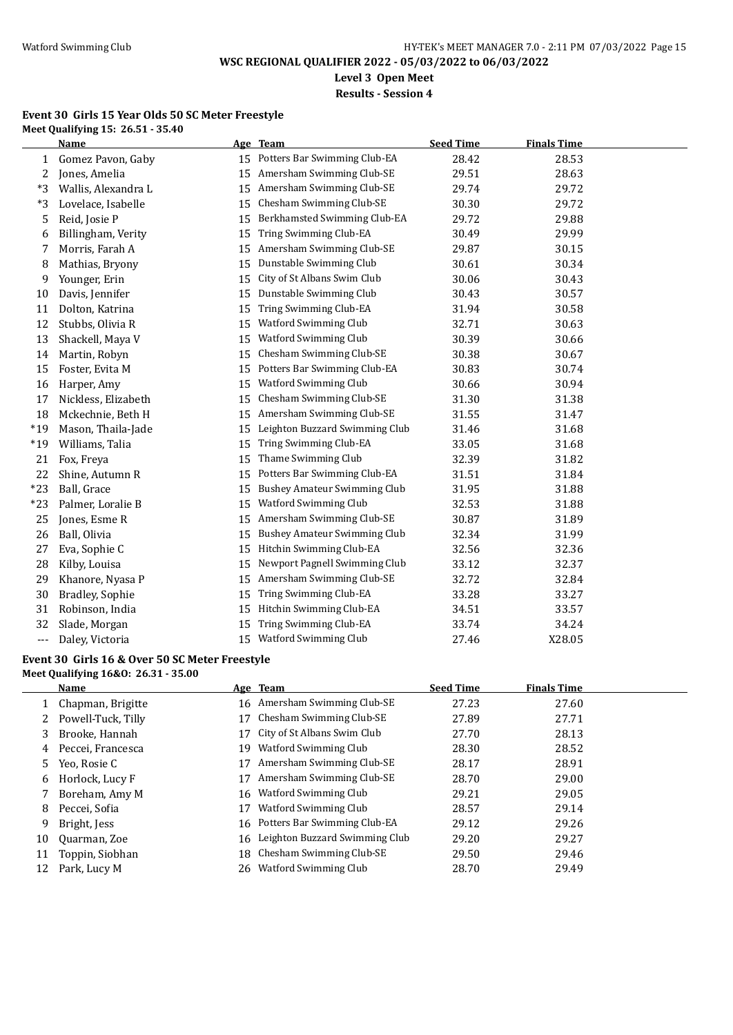**WSC REGIONAL QUALIFIER 2022 - 05/03/2022 to 06/03/2022**

**Level 3 Open Meet**

**Results - Session 4**

### Event 30 Girls 15 Year Olds 50 SC Meter Freestyle

**Meet Qualifying 15: 26.51 - 35.40**

| | Name | Age | Team | Seed Time | Finals Time |
|---|---|---|---|---|---|
| 1 | Gomez Pavon, Gaby | 15 | Potters Bar Swimming Club-EA | 28.42 | 28.53 |
| 2 | Jones, Amelia | 15 | Amersham Swimming Club-SE | 29.51 | 28.63 |
| *3 | Wallis, Alexandra L | 15 | Amersham Swimming Club-SE | 29.74 | 29.72 |
| *3 | Lovelace, Isabelle | 15 | Chesham Swimming Club-SE | 30.30 | 29.72 |
| 5 | Reid, Josie P | 15 | Berkhamsted Swimming Club-EA | 29.72 | 29.88 |
| 6 | Billingham, Verity | 15 | Tring Swimming Club-EA | 30.49 | 29.99 |
| 7 | Morris, Farah A | 15 | Amersham Swimming Club-SE | 29.87 | 30.15 |
| 8 | Mathias, Bryony | 15 | Dunstable Swimming Club | 30.61 | 30.34 |
| 9 | Younger, Erin | 15 | City of St Albans Swim Club | 30.06 | 30.43 |
| 10 | Davis, Jennifer | 15 | Dunstable Swimming Club | 30.43 | 30.57 |
| 11 | Dolton, Katrina | 15 | Tring Swimming Club-EA | 31.94 | 30.58 |
| 12 | Stubbs, Olivia R | 15 | Watford Swimming Club | 32.71 | 30.63 |
| 13 | Shackell, Maya V | 15 | Watford Swimming Club | 30.39 | 30.66 |
| 14 | Martin, Robyn | 15 | Chesham Swimming Club-SE | 30.38 | 30.67 |
| 15 | Foster, Evita M | 15 | Potters Bar Swimming Club-EA | 30.83 | 30.74 |
| 16 | Harper, Amy | 15 | Watford Swimming Club | 30.66 | 30.94 |
| 17 | Nickless, Elizabeth | 15 | Chesham Swimming Club-SE | 31.30 | 31.38 |
| 18 | Mckechnie, Beth H | 15 | Amersham Swimming Club-SE | 31.55 | 31.47 |
| *19 | Mason, Thaila-Jade | 15 | Leighton Buzzard Swimming Club | 31.46 | 31.68 |
| *19 | Williams, Talia | 15 | Tring Swimming Club-EA | 33.05 | 31.68 |
| 21 | Fox, Freya | 15 | Thame Swimming Club | 32.39 | 31.82 |
| 22 | Shine, Autumn R | 15 | Potters Bar Swimming Club-EA | 31.51 | 31.84 |
| *23 | Ball, Grace | 15 | Bushey Amateur Swimming Club | 31.95 | 31.88 |
| *23 | Palmer, Loralie B | 15 | Watford Swimming Club | 32.53 | 31.88 |
| 25 | Jones, Esme R | 15 | Amersham Swimming Club-SE | 30.87 | 31.89 |
| 26 | Ball, Olivia | 15 | Bushey Amateur Swimming Club | 32.34 | 31.99 |
| 27 | Eva, Sophie C | 15 | Hitchin Swimming Club-EA | 32.56 | 32.36 |
| 28 | Kilby, Louisa | 15 | Newport Pagnell Swimming Club | 33.12 | 32.37 |
| 29 | Khanore, Nyasa P | 15 | Amersham Swimming Club-SE | 32.72 | 32.84 |
| 30 | Bradley, Sophie | 15 | Tring Swimming Club-EA | 33.28 | 33.27 |
| 31 | Robinson, India | 15 | Hitchin Swimming Club-EA | 34.51 | 33.57 |
| 32 | Slade, Morgan | 15 | Tring Swimming Club-EA | 33.74 | 34.24 |
| --- | Daley, Victoria | 15 | Watford Swimming Club | 27.46 | X28.05 |

### Event 30 Girls 16 & Over 50 SC Meter Freestyle

**Meet Qualifying 16&O: 26.31 - 35.00**

| | Name | Age | Team | Seed Time | Finals Time |
|---|---|---|---|---|---|
| 1 | Chapman, Brigitte | 16 | Amersham Swimming Club-SE | 27.23 | 27.60 |
| 2 | Powell-Tuck, Tilly | 17 | Chesham Swimming Club-SE | 27.89 | 27.71 |
| 3 | Brooke, Hannah | 17 | City of St Albans Swim Club | 27.70 | 28.13 |
| 4 | Peccei, Francesca | 19 | Watford Swimming Club | 28.30 | 28.52 |
| 5 | Yeo, Rosie C | 17 | Amersham Swimming Club-SE | 28.17 | 28.91 |
| 6 | Horlock, Lucy F | 17 | Amersham Swimming Club-SE | 28.70 | 29.00 |
| 7 | Boreham, Amy M | 16 | Watford Swimming Club | 29.21 | 29.05 |
| 8 | Peccei, Sofia | 17 | Watford Swimming Club | 28.57 | 29.14 |
| 9 | Bright, Jess | 16 | Potters Bar Swimming Club-EA | 29.12 | 29.26 |
| 10 | Quarman, Zoe | 16 | Leighton Buzzard Swimming Club | 29.20 | 29.27 |
| 11 | Toppin, Siobhan | 18 | Chesham Swimming Club-SE | 29.50 | 29.46 |
| 12 | Park, Lucy M | 26 | Watford Swimming Club | 28.70 | 29.49 |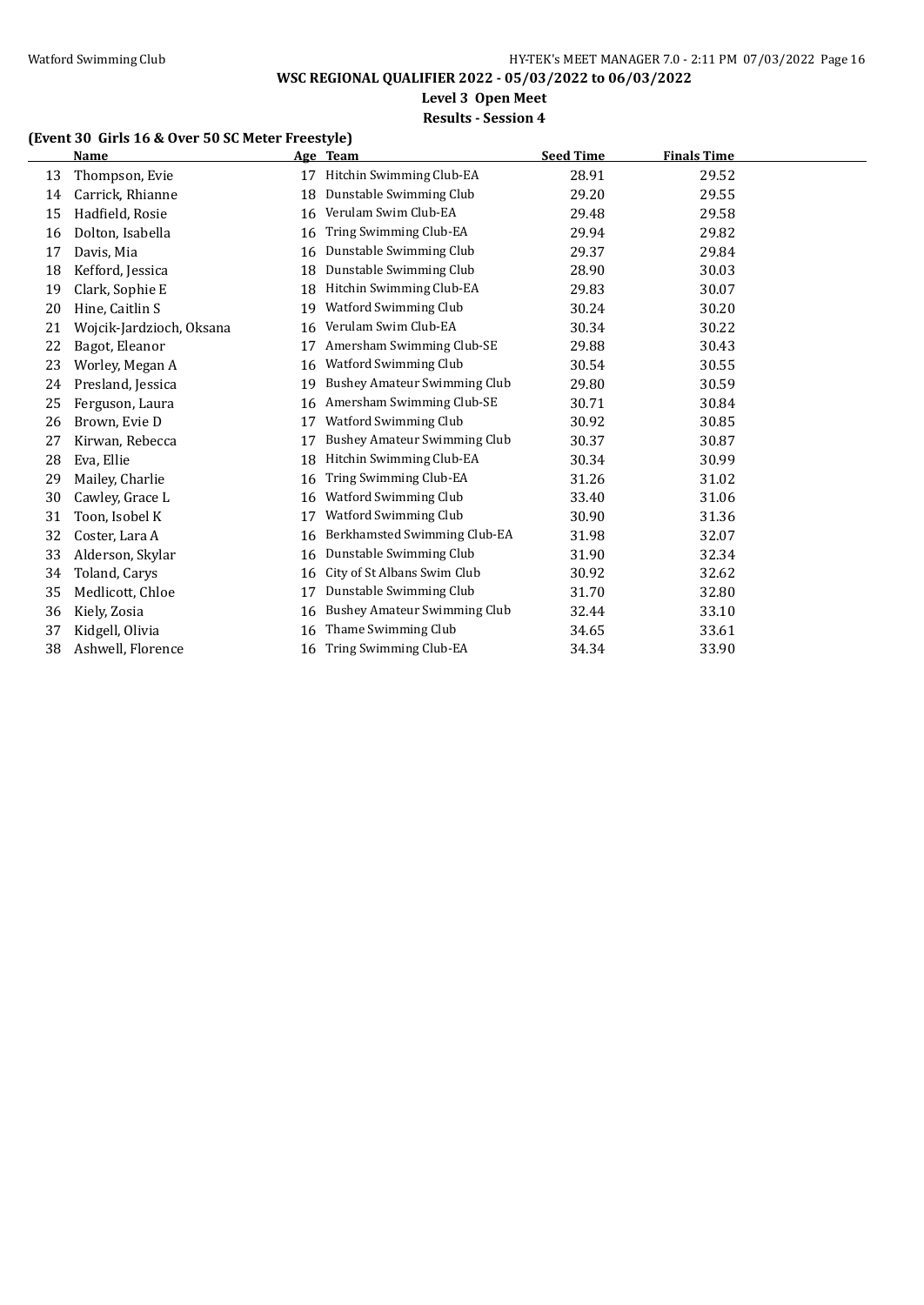## WSC REGIONAL QUALIFIER 2022 - 05/03/2022 to 06/03/2022

**Level 3 Open Meet**

**Results - Session 4**

### (Event 30 Girls 16 & Over 50 SC Meter Freestyle)

| | Name | Age | Team | Seed Time | Finals Time |
|---|---|---|---|---|---|
| 13 | Thompson, Evie | 17 | Hitchin Swimming Club-EA | 28.91 | 29.52 |
| 14 | Carrick, Rhianne | 18 | Dunstable Swimming Club | 29.20 | 29.55 |
| 15 | Hadfield, Rosie | 16 | Verulam Swim Club-EA | 29.48 | 29.58 |
| 16 | Dolton, Isabella | 16 | Tring Swimming Club-EA | 29.94 | 29.82 |
| 17 | Davis, Mia | 16 | Dunstable Swimming Club | 29.37 | 29.84 |
| 18 | Kefford, Jessica | 18 | Dunstable Swimming Club | 28.90 | 30.03 |
| 19 | Clark, Sophie E | 18 | Hitchin Swimming Club-EA | 29.83 | 30.07 |
| 20 | Hine, Caitlin S | 19 | Watford Swimming Club | 30.24 | 30.20 |
| 21 | Wojcik-Jardzioch, Oksana | 16 | Verulam Swim Club-EA | 30.34 | 30.22 |
| 22 | Bagot, Eleanor | 17 | Amersham Swimming Club-SE | 29.88 | 30.43 |
| 23 | Worley, Megan A | 16 | Watford Swimming Club | 30.54 | 30.55 |
| 24 | Presland, Jessica | 19 | Bushey Amateur Swimming Club | 29.80 | 30.59 |
| 25 | Ferguson, Laura | 16 | Amersham Swimming Club-SE | 30.71 | 30.84 |
| 26 | Brown, Evie D | 17 | Watford Swimming Club | 30.92 | 30.85 |
| 27 | Kirwan, Rebecca | 17 | Bushey Amateur Swimming Club | 30.37 | 30.87 |
| 28 | Eva, Ellie | 18 | Hitchin Swimming Club-EA | 30.34 | 30.99 |
| 29 | Mailey, Charlie | 16 | Tring Swimming Club-EA | 31.26 | 31.02 |
| 30 | Cawley, Grace L | 16 | Watford Swimming Club | 33.40 | 31.06 |
| 31 | Toon, Isobel K | 17 | Watford Swimming Club | 30.90 | 31.36 |
| 32 | Coster, Lara A | 16 | Berkhamsted Swimming Club-EA | 31.98 | 32.07 |
| 33 | Alderson, Skylar | 16 | Dunstable Swimming Club | 31.90 | 32.34 |
| 34 | Toland, Carys | 16 | City of St Albans Swim Club | 30.92 | 32.62 |
| 35 | Medlicott, Chloe | 17 | Dunstable Swimming Club | 31.70 | 32.80 |
| 36 | Kiely, Zosia | 16 | Bushey Amateur Swimming Club | 32.44 | 33.10 |
| 37 | Kidgell, Olivia | 16 | Thame Swimming Club | 34.65 | 33.61 |
| 38 | Ashwell, Florence | 16 | Tring Swimming Club-EA | 34.34 | 33.90 |